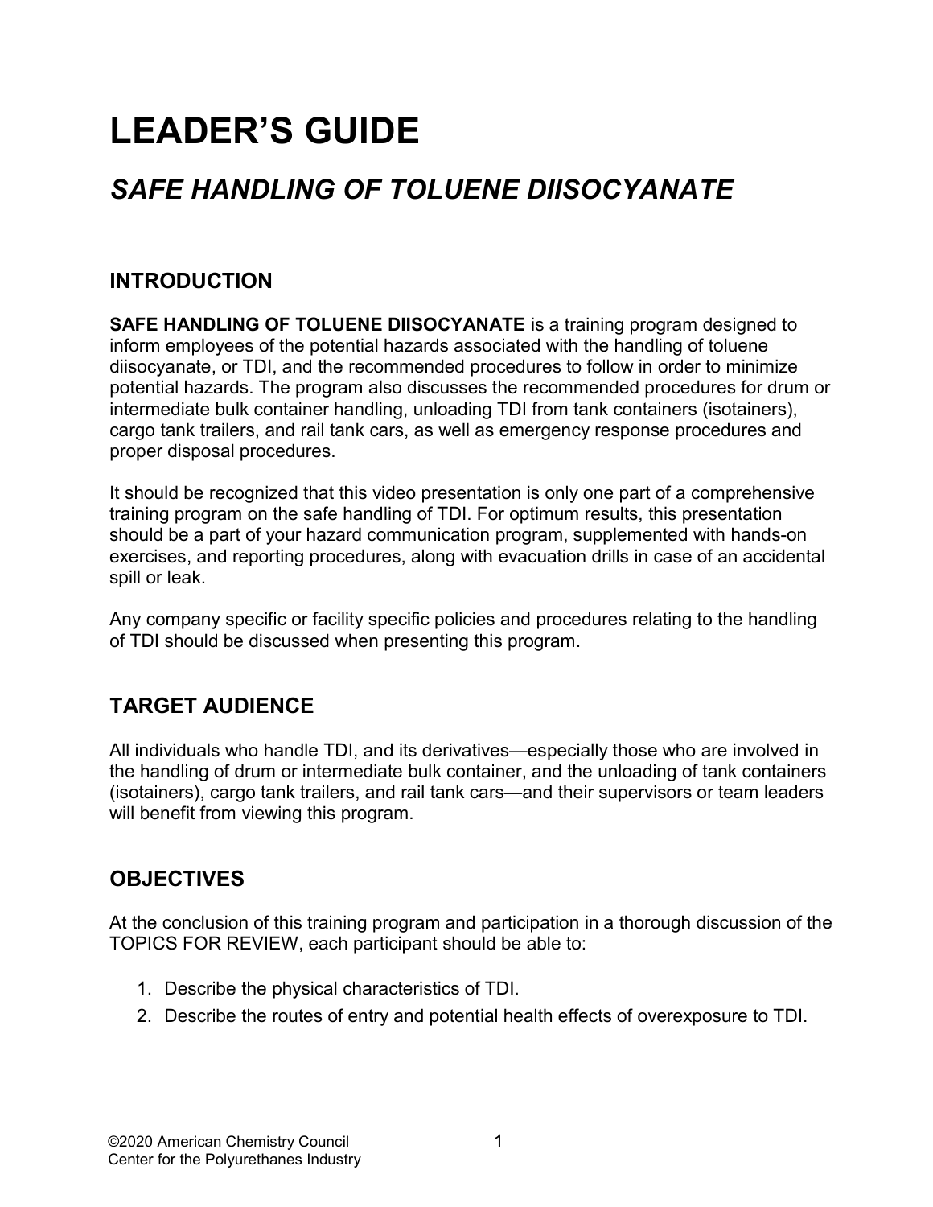# LEADER'S GUIDE

## *SAFE HANDLING OF TOLUENE DIISOCYANATE*

### INTRODUCTION

**SAFE HANDLING OF TOLUENE DIISOCYANATE** is a training program designed to inform employees of the potential hazards associated with the handling of toluene diisocyanate, or TDI, and the recommended procedures to follow in order to minimize potential hazards. The program also discusses the recommended procedures for drum or intermediate bulk container handling, unloading TDI from tank containers (isotainers), cargo tank trailers, and rail tank cars, as well as emergency response procedures and proper disposal procedures.

It should be recognized that this video presentation is only one part of a comprehensive training program on the safe handling of TDI. For optimum results, this presentation should be a part of your hazard communication program, supplemented with hands-on exercises, and reporting procedures, along with evacuation drills in case of an accidental spill or leak.

Any company specific or facility specific policies and procedures relating to the handling of TDI should be discussed when presenting this program.

### TARGET AUDIENCE

All individuals who handle TDI, and its derivatives—especially those who are involved in the handling of drum or intermediate bulk container, and the unloading of tank containers (isotainers), cargo tank trailers, and rail tank cars—and their supervisors or team leaders will benefit from viewing this program.

### OBJECTIVES

At the conclusion of this training program and participation in a thorough discussion of the TOPICS FOR REVIEW, each participant should be able to:

1. Describe the physical characteristics of TDI.
2. Describe the routes of entry and potential health effects of overexposure to TDI.

©2020 American Chemistry Council
Center for the Polyurethanes Industry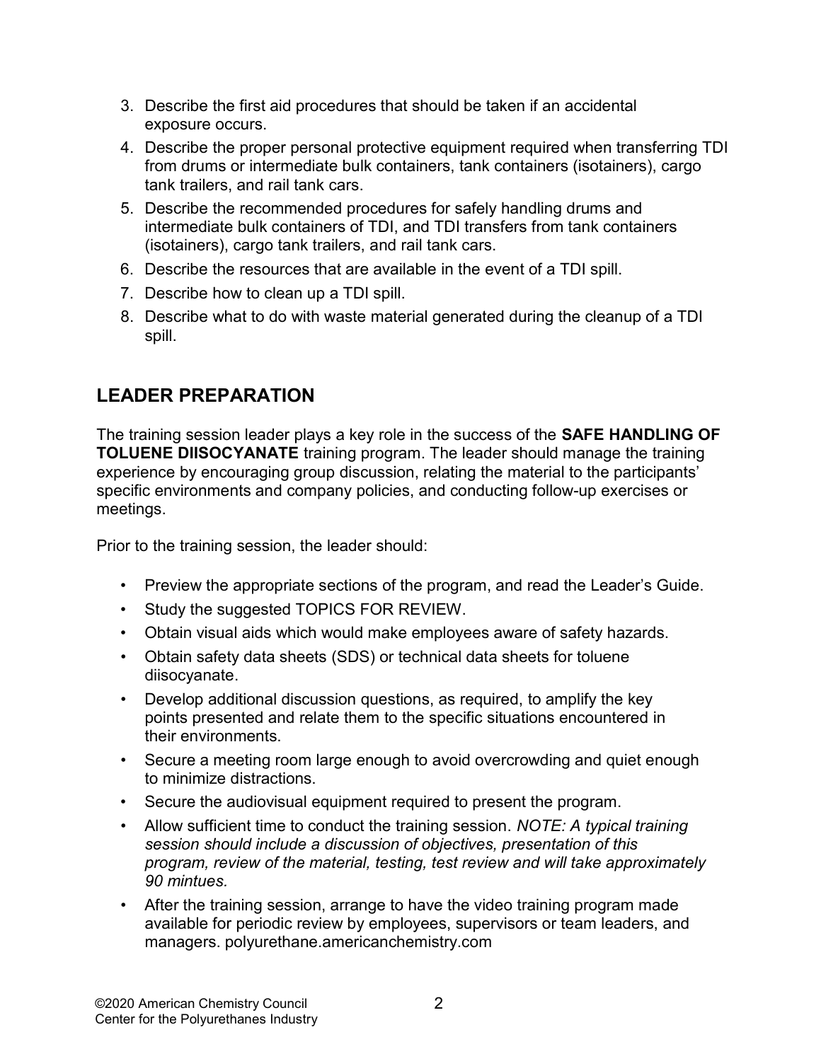3. Describe the first aid procedures that should be taken if an accidental exposure occurs.
4. Describe the proper personal protective equipment required when transferring TDI from drums or intermediate bulk containers, tank containers (isotainers), cargo tank trailers, and rail tank cars.
5. Describe the recommended procedures for safely handling drums and intermediate bulk containers of TDI, and TDI transfers from tank containers (isotainers), cargo tank trailers, and rail tank cars.
6. Describe the resources that are available in the event of a TDI spill.
7. Describe how to clean up a TDI spill.
8. Describe what to do with waste material generated during the cleanup of a TDI spill.

## LEADER PREPARATION

The training session leader plays a key role in the success of the **SAFE HANDLING OF TOLUENE DIISOCYANATE** training program. The leader should manage the training experience by encouraging group discussion, relating the material to the participants' specific environments and company policies, and conducting follow-up exercises or meetings.

Prior to the training session, the leader should:

- Preview the appropriate sections of the program, and read the Leader's Guide.
- Study the suggested TOPICS FOR REVIEW.
- Obtain visual aids which would make employees aware of safety hazards.
- Obtain safety data sheets (SDS) or technical data sheets for toluene diisocyanate.
- Develop additional discussion questions, as required, to amplify the key points presented and relate them to the specific situations encountered in their environments.
- Secure a meeting room large enough to avoid overcrowding and quiet enough to minimize distractions.
- Secure the audiovisual equipment required to present the program.
- Allow sufficient time to conduct the training session. *NOTE: A typical training session should include a discussion of objectives, presentation of this program, review of the material, testing, test review and will take approximately 90 mintues.*
- After the training session, arrange to have the video training program made available for periodic review by employees, supervisors or team leaders, and managers. polyurethane.americanchemistry.com

©2020 American Chemistry Council
Center for the Polyurethanes Industry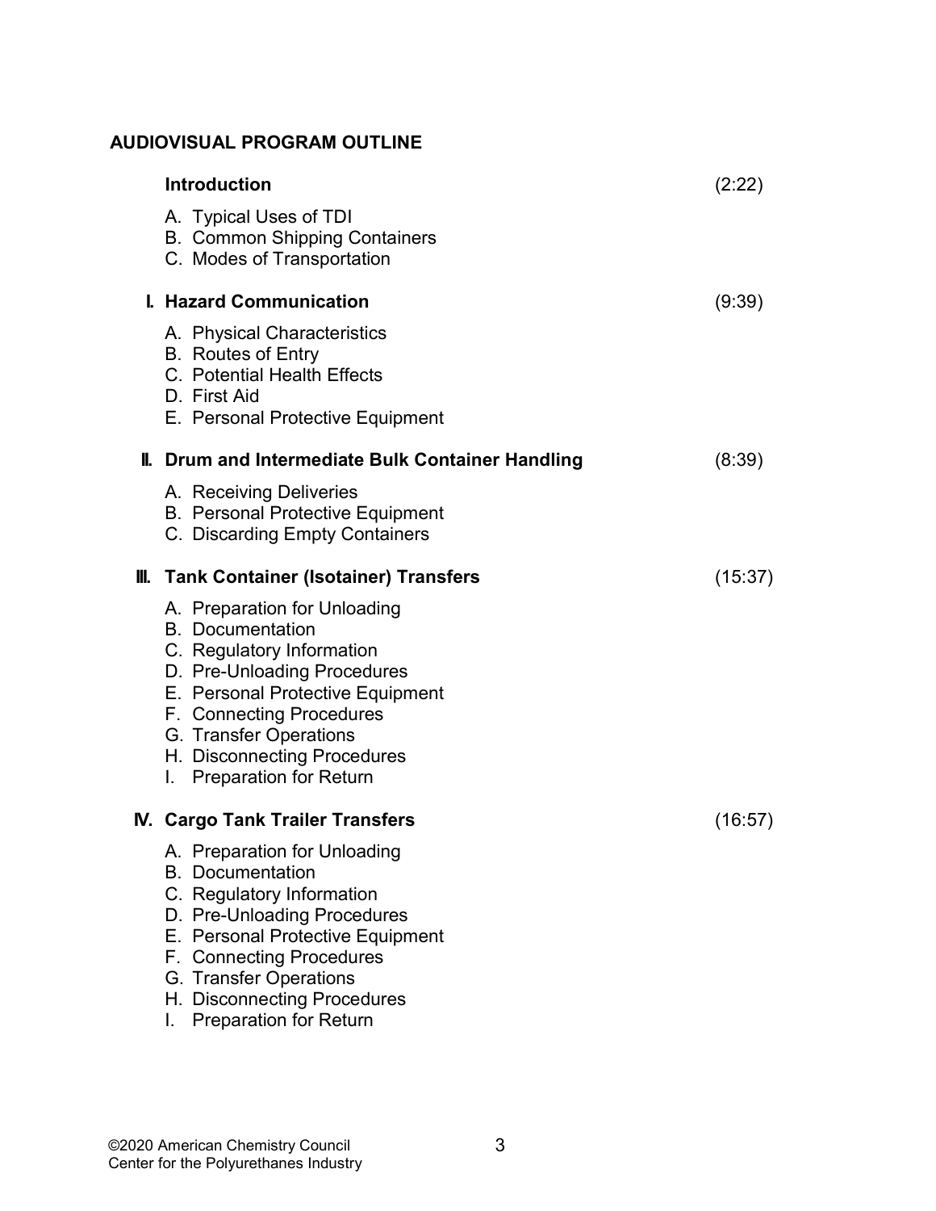## AUDIOVISUAL PROGRAM OUTLINE

**Introduction** (2:22)

A. Typical Uses of TDI
B. Common Shipping Containers
C. Modes of Transportation

**I. Hazard Communication** (9:39)

A. Physical Characteristics
B. Routes of Entry
C. Potential Health Effects
D. First Aid
E. Personal Protective Equipment

**II. Drum and Intermediate Bulk Container Handling** (8:39)

A. Receiving Deliveries
B. Personal Protective Equipment
C. Discarding Empty Containers

**III. Tank Container (Isotainer) Transfers** (15:37)

A. Preparation for Unloading
B. Documentation
C. Regulatory Information
D. Pre-Unloading Procedures
E. Personal Protective Equipment
F. Connecting Procedures
G. Transfer Operations
H. Disconnecting Procedures
I. Preparation for Return

**IV. Cargo Tank Trailer Transfers** (16:57)

A. Preparation for Unloading
B. Documentation
C. Regulatory Information
D. Pre-Unloading Procedures
E. Personal Protective Equipment
F. Connecting Procedures
G. Transfer Operations
H. Disconnecting Procedures
I. Preparation for Return

©2020 American Chemistry Council
Center for the Polyurethanes Industry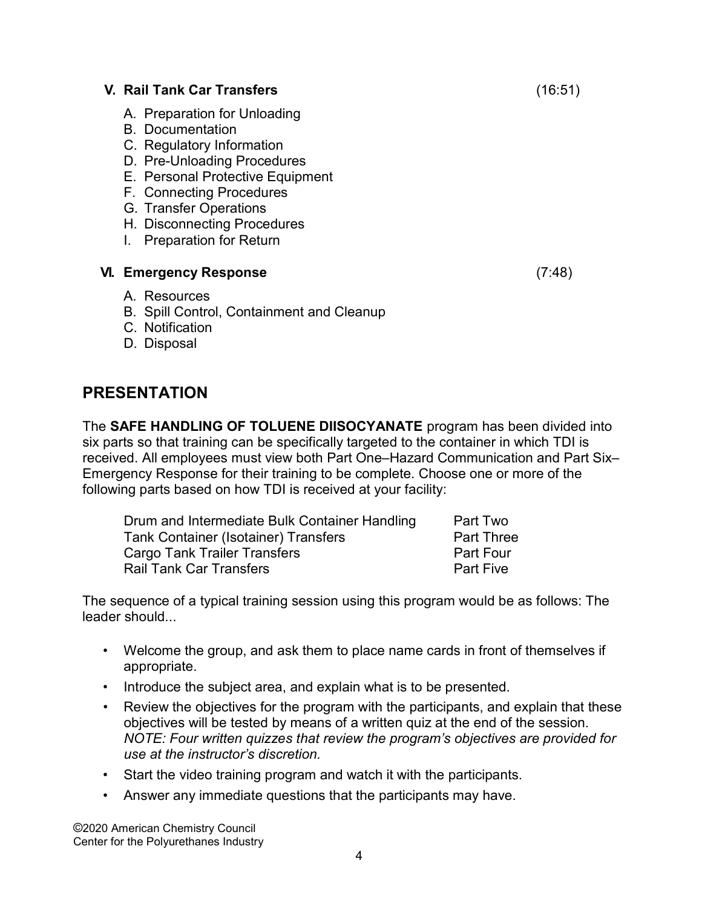**V. Rail Tank Car Transfers** (16:51)

A. Preparation for Unloading
B. Documentation
C. Regulatory Information
D. Pre-Unloading Procedures
E. Personal Protective Equipment
F. Connecting Procedures
G. Transfer Operations
H. Disconnecting Procedures
I. Preparation for Return

**VI. Emergency Response** (7:48)

A. Resources
B. Spill Control, Containment and Cleanup
C. Notification
D. Disposal

## PRESENTATION

The **SAFE HANDLING OF TOLUENE DIISOCYANATE** program has been divided into six parts so that training can be specifically targeted to the container in which TDI is received. All employees must view both Part One–Hazard Communication and Part Six–Emergency Response for their training to be complete. Choose one or more of the following parts based on how TDI is received at your facility:

| | |
|---|---|
| Drum and Intermediate Bulk Container Handling | Part Two |
| Tank Container (Isotainer) Transfers | Part Three |
| Cargo Tank Trailer Transfers | Part Four |
| Rail Tank Car Transfers | Part Five |

The sequence of a typical training session using this program would be as follows: The leader should...

- Welcome the group, and ask them to place name cards in front of themselves if appropriate.
- Introduce the subject area, and explain what is to be presented.
- Review the objectives for the program with the participants, and explain that these objectives will be tested by means of a written quiz at the end of the session. *NOTE: Four written quizzes that review the program's objectives are provided for use at the instructor's discretion.*
- Start the video training program and watch it with the participants.
- Answer any immediate questions that the participants may have.

©2020 American Chemistry Council
Center for the Polyurethanes Industry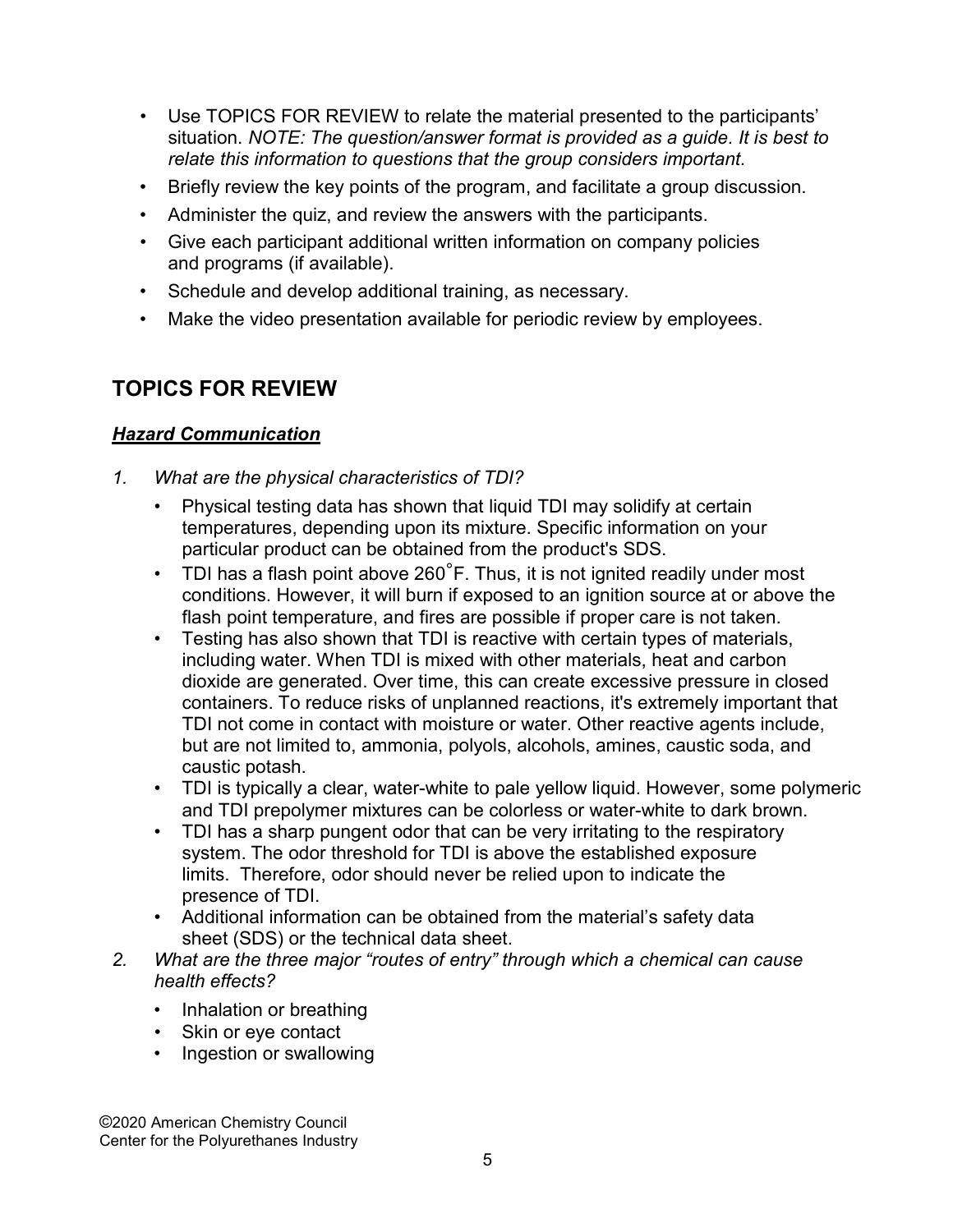- Use TOPICS FOR REVIEW to relate the material presented to the participants' situation. *NOTE: The question/answer format is provided as a guide. It is best to relate this information to questions that the group considers important.*
- Briefly review the key points of the program, and facilitate a group discussion.
- Administer the quiz, and review the answers with the participants.
- Give each participant additional written information on company policies and programs (if available).
- Schedule and develop additional training, as necessary.
- Make the video presentation available for periodic review by employees.

## TOPICS FOR REVIEW

### ***Hazard Communication***

1. *What are the physical characteristics of TDI?*
   - Physical testing data has shown that liquid TDI may solidify at certain temperatures, depending upon its mixture. Specific information on your particular product can be obtained from the product's SDS.
   - TDI has a flash point above 260˚F. Thus, it is not ignited readily under most conditions. However, it will burn if exposed to an ignition source at or above the flash point temperature, and fires are possible if proper care is not taken.
   - Testing has also shown that TDI is reactive with certain types of materials, including water. When TDI is mixed with other materials, heat and carbon dioxide are generated. Over time, this can create excessive pressure in closed containers. To reduce risks of unplanned reactions, it's extremely important that TDI not come in contact with moisture or water. Other reactive agents include, but are not limited to, ammonia, polyols, alcohols, amines, caustic soda, and caustic potash.
   - TDI is typically a clear, water-white to pale yellow liquid. However, some polymeric and TDI prepolymer mixtures can be colorless or water-white to dark brown.
   - TDI has a sharp pungent odor that can be very irritating to the respiratory system. The odor threshold for TDI is above the established exposure limits. Therefore, odor should never be relied upon to indicate the presence of TDI.
   - Additional information can be obtained from the material's safety data sheet (SDS) or the technical data sheet.
2. *What are the three major "routes of entry" through which a chemical can cause health effects?*
   - Inhalation or breathing
   - Skin or eye contact
   - Ingestion or swallowing

©2020 American Chemistry Council
Center for the Polyurethanes Industry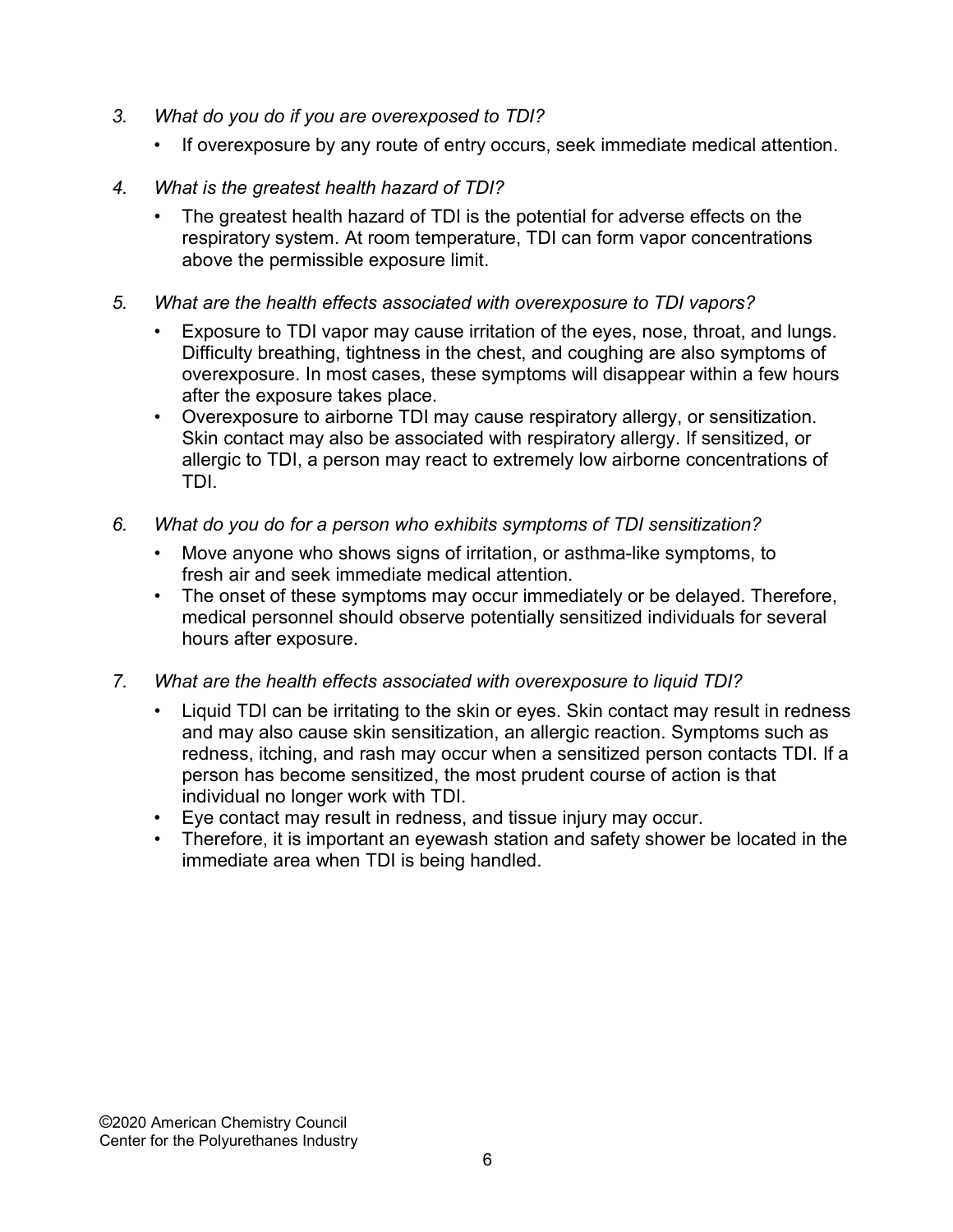3. *What do you do if you are overexposed to TDI?*

    - If overexposure by any route of entry occurs, seek immediate medical attention.

4. *What is the greatest health hazard of TDI?*

    - The greatest health hazard of TDI is the potential for adverse effects on the respiratory system. At room temperature, TDI can form vapor concentrations above the permissible exposure limit.

5. *What are the health effects associated with overexposure to TDI vapors?*

    - Exposure to TDI vapor may cause irritation of the eyes, nose, throat, and lungs. Difficulty breathing, tightness in the chest, and coughing are also symptoms of overexposure. In most cases, these symptoms will disappear within a few hours after the exposure takes place.
    - Overexposure to airborne TDI may cause respiratory allergy, or sensitization. Skin contact may also be associated with respiratory allergy. If sensitized, or allergic to TDI, a person may react to extremely low airborne concentrations of TDI.

6. *What do you do for a person who exhibits symptoms of TDI sensitization?*

    - Move anyone who shows signs of irritation, or asthma-like symptoms, to fresh air and seek immediate medical attention.
    - The onset of these symptoms may occur immediately or be delayed. Therefore, medical personnel should observe potentially sensitized individuals for several hours after exposure.

7. *What are the health effects associated with overexposure to liquid TDI?*

    - Liquid TDI can be irritating to the skin or eyes. Skin contact may result in redness and may also cause skin sensitization, an allergic reaction. Symptoms such as redness, itching, and rash may occur when a sensitized person contacts TDI. If a person has become sensitized, the most prudent course of action is that individual no longer work with TDI.
    - Eye contact may result in redness, and tissue injury may occur.
    - Therefore, it is important an eyewash station and safety shower be located in the immediate area when TDI is being handled.

©2020 American Chemistry Council
Center for the Polyurethanes Industry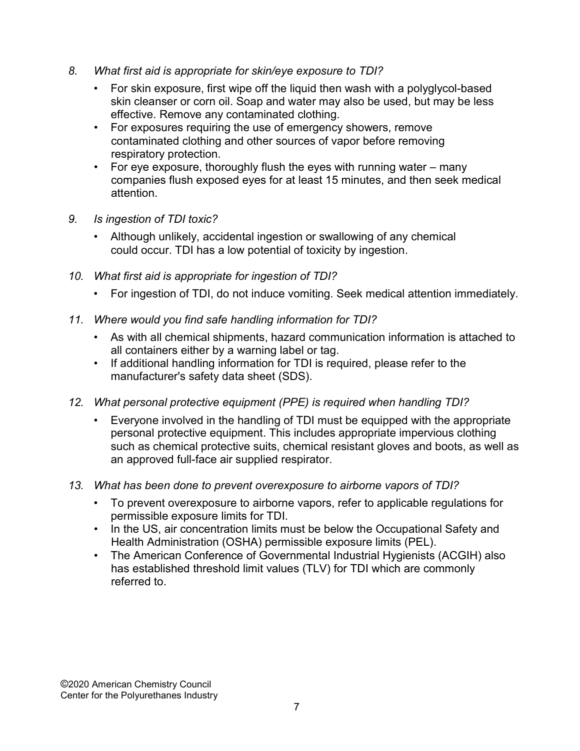*8. What first aid is appropriate for skin/eye exposure to TDI?*

- For skin exposure, first wipe off the liquid then wash with a polyglycol-based skin cleanser or corn oil. Soap and water may also be used, but may be less effective. Remove any contaminated clothing.
- For exposures requiring the use of emergency showers, remove contaminated clothing and other sources of vapor before removing respiratory protection.
- For eye exposure, thoroughly flush the eyes with running water – many companies flush exposed eyes for at least 15 minutes, and then seek medical attention.

*9. Is ingestion of TDI toxic?*

- Although unlikely, accidental ingestion or swallowing of any chemical could occur. TDI has a low potential of toxicity by ingestion.

*10. What first aid is appropriate for ingestion of TDI?*

- For ingestion of TDI, do not induce vomiting. Seek medical attention immediately.

*11. Where would you find safe handling information for TDI?*

- As with all chemical shipments, hazard communication information is attached to all containers either by a warning label or tag.
- If additional handling information for TDI is required, please refer to the manufacturer's safety data sheet (SDS).

*12. What personal protective equipment (PPE) is required when handling TDI?*

- Everyone involved in the handling of TDI must be equipped with the appropriate personal protective equipment. This includes appropriate impervious clothing such as chemical protective suits, chemical resistant gloves and boots, as well as an approved full-face air supplied respirator.

*13. What has been done to prevent overexposure to airborne vapors of TDI?*

- To prevent overexposure to airborne vapors, refer to applicable regulations for permissible exposure limits for TDI.
- In the US, air concentration limits must be below the Occupational Safety and Health Administration (OSHA) permissible exposure limits (PEL).
- The American Conference of Governmental Industrial Hygienists (ACGIH) also has established threshold limit values (TLV) for TDI which are commonly referred to.

©2020 American Chemistry Council
Center for the Polyurethanes Industry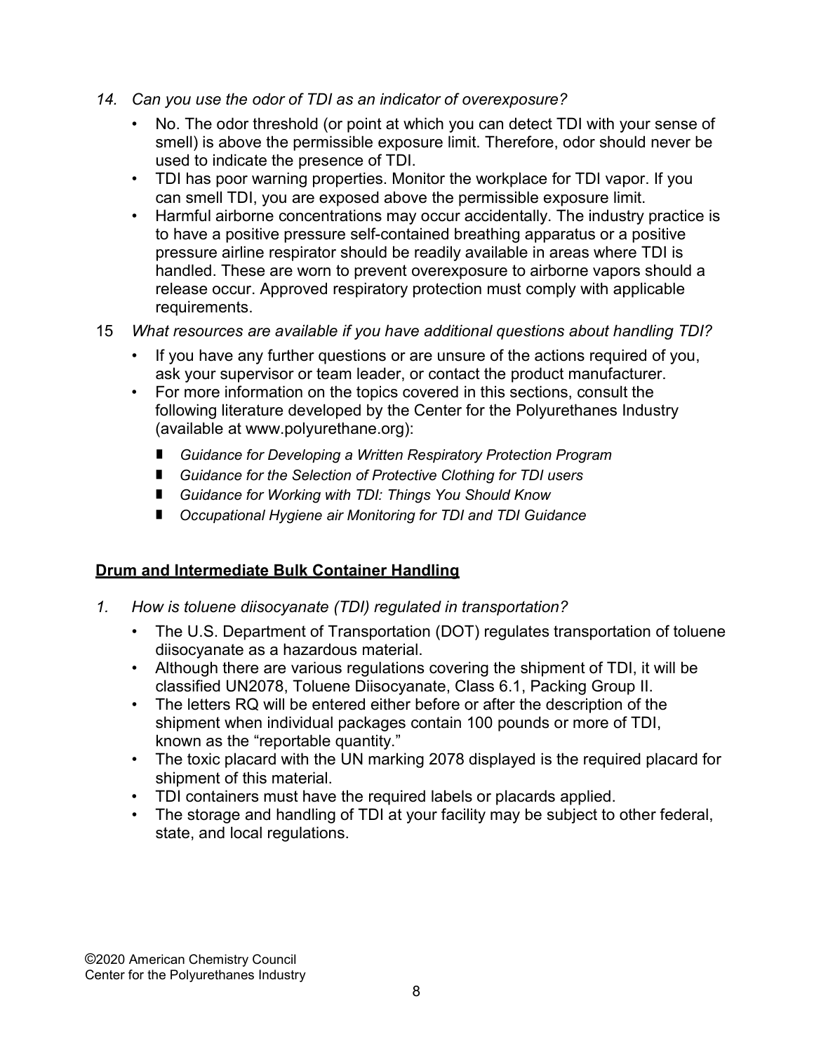14. *Can you use the odor of TDI as an indicator of overexposure?*
    - No. The odor threshold (or point at which you can detect TDI with your sense of smell) is above the permissible exposure limit. Therefore, odor should never be used to indicate the presence of TDI.
    - TDI has poor warning properties. Monitor the workplace for TDI vapor. If you can smell TDI, you are exposed above the permissible exposure limit.
    - Harmful airborne concentrations may occur accidentally. The industry practice is to have a positive pressure self-contained breathing apparatus or a positive pressure airline respirator should be readily available in areas where TDI is handled. These are worn to prevent overexposure to airborne vapors should a release occur. Approved respiratory protection must comply with applicable requirements.

15 *What resources are available if you have additional questions about handling TDI?*
    - If you have any further questions or are unsure of the actions required of you, ask your supervisor or team leader, or contact the product manufacturer.
    - For more information on the topics covered in this sections, consult the following literature developed by the Center for the Polyurethanes Industry (available at www.polyurethane.org):
        - *Guidance for Developing a Written Respiratory Protection Program*
        - *Guidance for the Selection of Protective Clothing for TDI users*
        - *Guidance for Working with TDI: Things You Should Know*
        - *Occupational Hygiene air Monitoring for TDI and TDI Guidance*

## <u>Drum and Intermediate Bulk Container Handling</u>

1. *How is toluene diisocyanate (TDI) regulated in transportation?*
    - The U.S. Department of Transportation (DOT) regulates transportation of toluene diisocyanate as a hazardous material.
    - Although there are various regulations covering the shipment of TDI, it will be classified UN2078, Toluene Diisocyanate, Class 6.1, Packing Group II.
    - The letters RQ will be entered either before or after the description of the shipment when individual packages contain 100 pounds or more of TDI, known as the "reportable quantity."
    - The toxic placard with the UN marking 2078 displayed is the required placard for shipment of this material.
    - TDI containers must have the required labels or placards applied.
    - The storage and handling of TDI at your facility may be subject to other federal, state, and local regulations.

©2020 American Chemistry Council
Center for the Polyurethanes Industry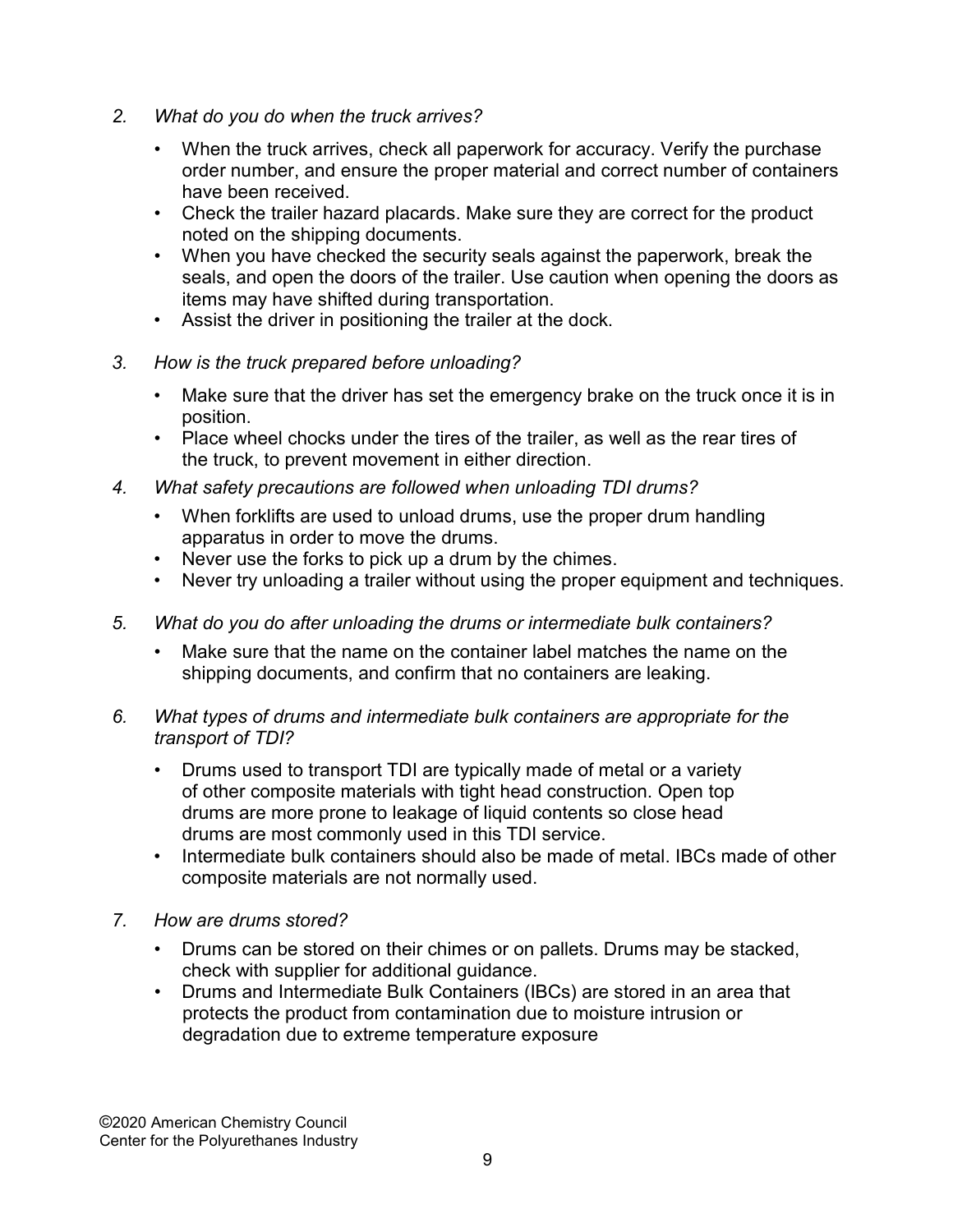2. *What do you do when the truck arrives?*

   - When the truck arrives, check all paperwork for accuracy. Verify the purchase order number, and ensure the proper material and correct number of containers have been received.
   - Check the trailer hazard placards. Make sure they are correct for the product noted on the shipping documents.
   - When you have checked the security seals against the paperwork, break the seals, and open the doors of the trailer. Use caution when opening the doors as items may have shifted during transportation.
   - Assist the driver in positioning the trailer at the dock.

3. *How is the truck prepared before unloading?*

   - Make sure that the driver has set the emergency brake on the truck once it is in position.
   - Place wheel chocks under the tires of the trailer, as well as the rear tires of the truck, to prevent movement in either direction.

4. *What safety precautions are followed when unloading TDI drums?*

   - When forklifts are used to unload drums, use the proper drum handling apparatus in order to move the drums.
   - Never use the forks to pick up a drum by the chimes.
   - Never try unloading a trailer without using the proper equipment and techniques.

5. *What do you do after unloading the drums or intermediate bulk containers?*

   - Make sure that the name on the container label matches the name on the shipping documents, and confirm that no containers are leaking.

6. *What types of drums and intermediate bulk containers are appropriate for the transport of TDI?*

   - Drums used to transport TDI are typically made of metal or a variety of other composite materials with tight head construction. Open top drums are more prone to leakage of liquid contents so close head drums are most commonly used in this TDI service.
   - Intermediate bulk containers should also be made of metal. IBCs made of other composite materials are not normally used.

7. *How are drums stored?*

   - Drums can be stored on their chimes or on pallets. Drums may be stacked, check with supplier for additional guidance.
   - Drums and Intermediate Bulk Containers (IBCs) are stored in an area that protects the product from contamination due to moisture intrusion or degradation due to extreme temperature exposure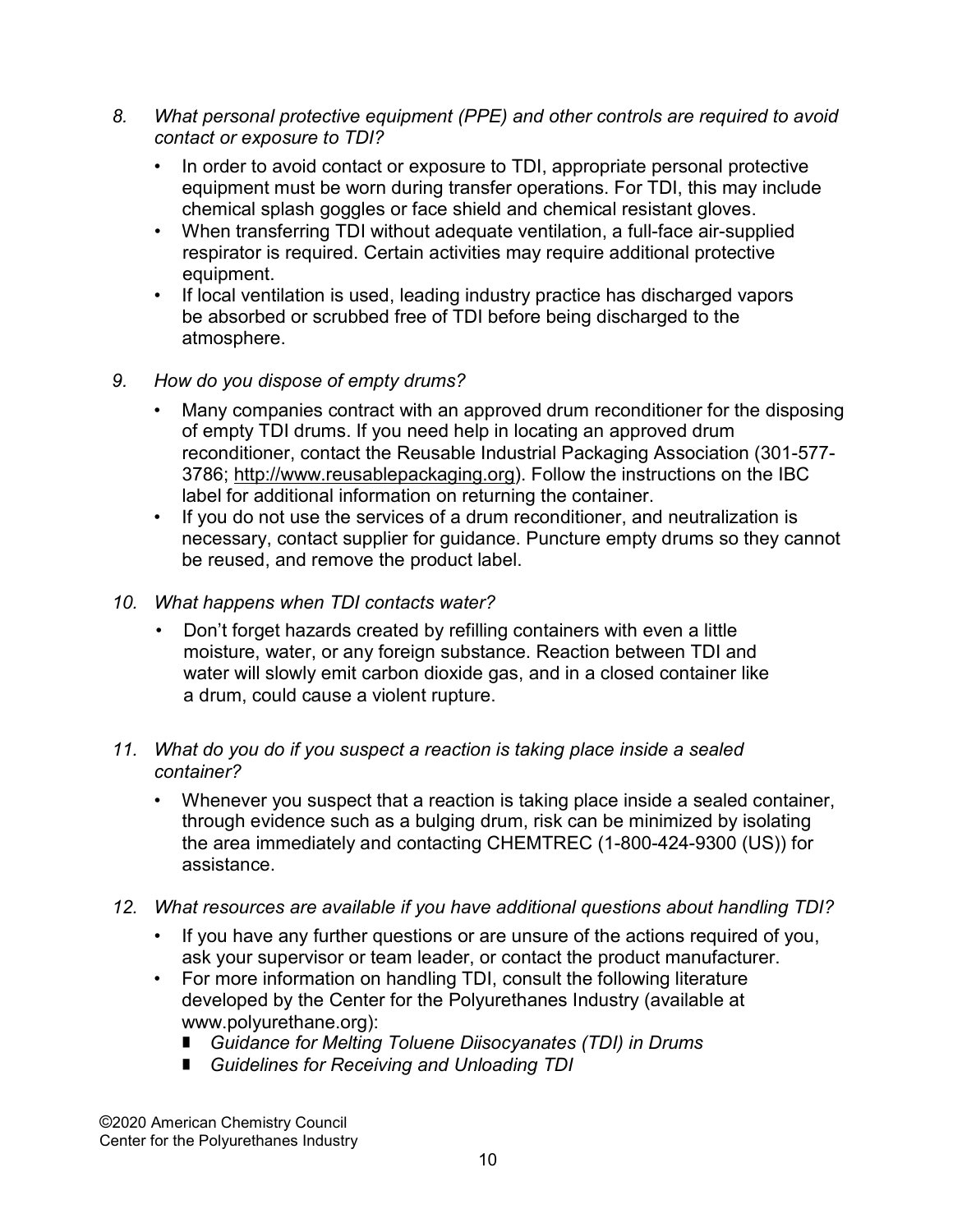8. *What personal protective equipment (PPE) and other controls are required to avoid contact or exposure to TDI?*

   - In order to avoid contact or exposure to TDI, appropriate personal protective equipment must be worn during transfer operations. For TDI, this may include chemical splash goggles or face shield and chemical resistant gloves.
   - When transferring TDI without adequate ventilation, a full-face air-supplied respirator is required. Certain activities may require additional protective equipment.
   - If local ventilation is used, leading industry practice has discharged vapors be absorbed or scrubbed free of TDI before being discharged to the atmosphere.

9. *How do you dispose of empty drums?*

   - Many companies contract with an approved drum reconditioner for the disposing of empty TDI drums. If you need help in locating an approved drum reconditioner, contact the Reusable Industrial Packaging Association (301-577-3786; http://www.reusablepackaging.org). Follow the instructions on the IBC label for additional information on returning the container.
   - If you do not use the services of a drum reconditioner, and neutralization is necessary, contact supplier for guidance. Puncture empty drums so they cannot be reused, and remove the product label.

10. *What happens when TDI contacts water?*

    - Don't forget hazards created by refilling containers with even a little moisture, water, or any foreign substance. Reaction between TDI and water will slowly emit carbon dioxide gas, and in a closed container like a drum, could cause a violent rupture.

11. *What do you do if you suspect a reaction is taking place inside a sealed container?*

    - Whenever you suspect that a reaction is taking place inside a sealed container, through evidence such as a bulging drum, risk can be minimized by isolating the area immediately and contacting CHEMTREC (1-800-424-9300 (US)) for assistance.

12. *What resources are available if you have additional questions about handling TDI?*

    - If you have any further questions or are unsure of the actions required of you, ask your supervisor or team leader, or contact the product manufacturer.
    - For more information on handling TDI, consult the following literature developed by the Center for the Polyurethanes Industry (available at www.polyurethane.org):
      - *Guidance for Melting Toluene Diisocyanates (TDI) in Drums*
      - *Guidelines for Receiving and Unloading TDI*

©2020 American Chemistry Council
Center for the Polyurethanes Industry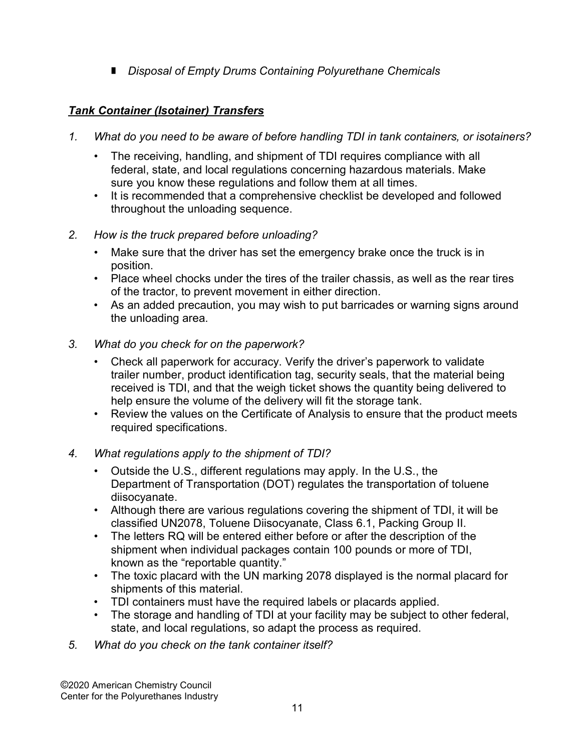- *Disposal of Empty Drums Containing Polyurethane Chemicals*

***Tank Container (Isotainer) Transfers***

1. *What do you need to be aware of before handling TDI in tank containers, or isotainers?*
   - The receiving, handling, and shipment of TDI requires compliance with all federal, state, and local regulations concerning hazardous materials. Make sure you know these regulations and follow them at all times.
   - It is recommended that a comprehensive checklist be developed and followed throughout the unloading sequence.

2. *How is the truck prepared before unloading?*
   - Make sure that the driver has set the emergency brake once the truck is in position.
   - Place wheel chocks under the tires of the trailer chassis, as well as the rear tires of the tractor, to prevent movement in either direction.
   - As an added precaution, you may wish to put barricades or warning signs around the unloading area.

3. *What do you check for on the paperwork?*
   - Check all paperwork for accuracy. Verify the driver's paperwork to validate trailer number, product identification tag, security seals, that the material being received is TDI, and that the weigh ticket shows the quantity being delivered to help ensure the volume of the delivery will fit the storage tank.
   - Review the values on the Certificate of Analysis to ensure that the product meets required specifications.

4. *What regulations apply to the shipment of TDI?*
   - Outside the U.S., different regulations may apply. In the U.S., the Department of Transportation (DOT) regulates the transportation of toluene diisocyanate.
   - Although there are various regulations covering the shipment of TDI, it will be classified UN2078, Toluene Diisocyanate, Class 6.1, Packing Group II.
   - The letters RQ will be entered either before or after the description of the shipment when individual packages contain 100 pounds or more of TDI, known as the "reportable quantity."
   - The toxic placard with the UN marking 2078 displayed is the normal placard for shipments of this material.
   - TDI containers must have the required labels or placards applied.
   - The storage and handling of TDI at your facility may be subject to other federal, state, and local regulations, so adapt the process as required.

5. *What do you check on the tank container itself?*

©2020 American Chemistry Council
Center for the Polyurethanes Industry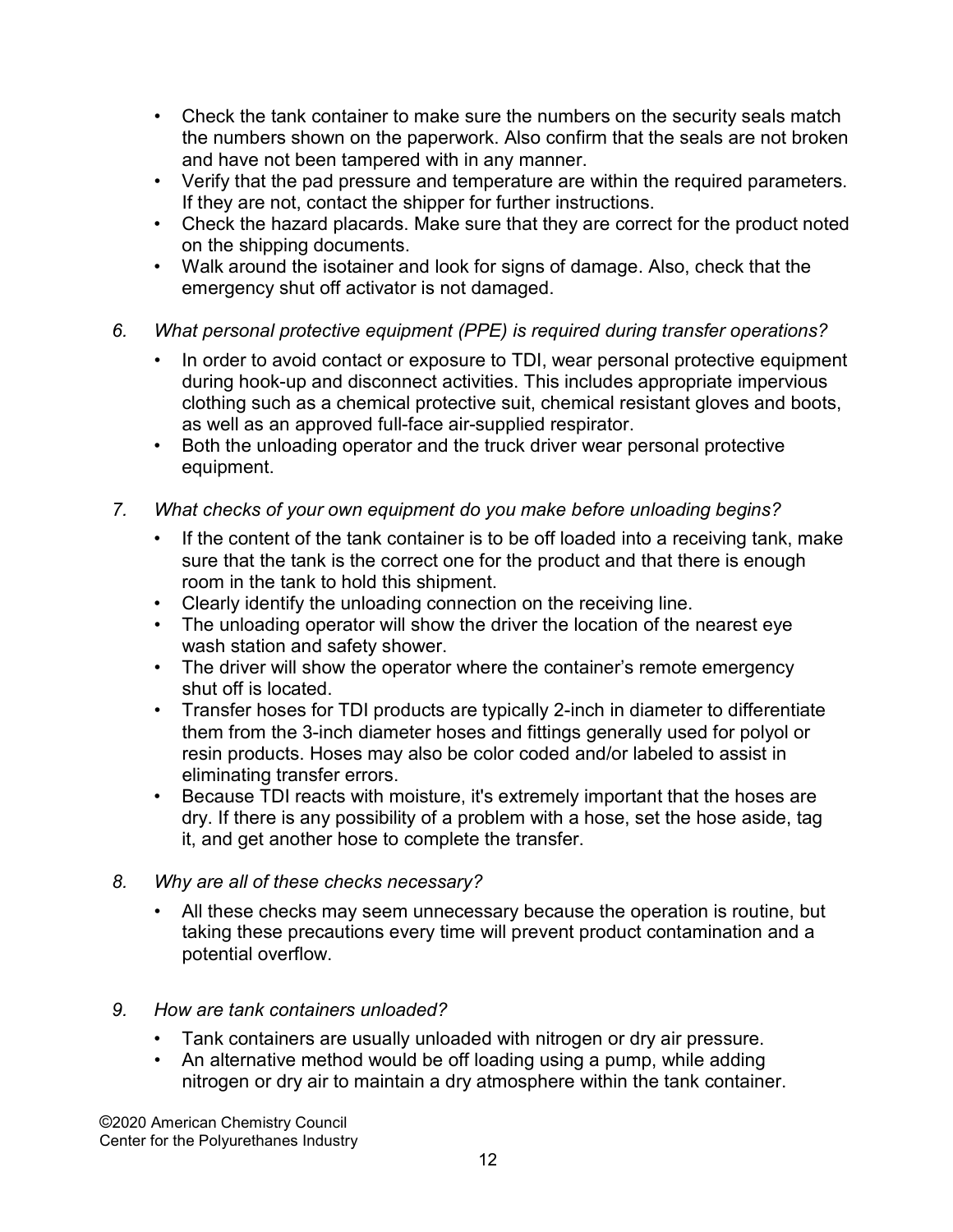- Check the tank container to make sure the numbers on the security seals match the numbers shown on the paperwork. Also confirm that the seals are not broken and have not been tampered with in any manner.
- Verify that the pad pressure and temperature are within the required parameters. If they are not, contact the shipper for further instructions.
- Check the hazard placards. Make sure that they are correct for the product noted on the shipping documents.
- Walk around the isotainer and look for signs of damage. Also, check that the emergency shut off activator is not damaged.

6. *What personal protective equipment (PPE) is required during transfer operations?*

   - In order to avoid contact or exposure to TDI, wear personal protective equipment during hook-up and disconnect activities. This includes appropriate impervious clothing such as a chemical protective suit, chemical resistant gloves and boots, as well as an approved full-face air-supplied respirator.
   - Both the unloading operator and the truck driver wear personal protective equipment.

7. *What checks of your own equipment do you make before unloading begins?*

   - If the content of the tank container is to be off loaded into a receiving tank, make sure that the tank is the correct one for the product and that there is enough room in the tank to hold this shipment.
   - Clearly identify the unloading connection on the receiving line.
   - The unloading operator will show the driver the location of the nearest eye wash station and safety shower.
   - The driver will show the operator where the container's remote emergency shut off is located.
   - Transfer hoses for TDI products are typically 2-inch in diameter to differentiate them from the 3-inch diameter hoses and fittings generally used for polyol or resin products. Hoses may also be color coded and/or labeled to assist in eliminating transfer errors.
   - Because TDI reacts with moisture, it's extremely important that the hoses are dry. If there is any possibility of a problem with a hose, set the hose aside, tag it, and get another hose to complete the transfer.

8. *Why are all of these checks necessary?*

   - All these checks may seem unnecessary because the operation is routine, but taking these precautions every time will prevent product contamination and a potential overflow.

9. *How are tank containers unloaded?*

   - Tank containers are usually unloaded with nitrogen or dry air pressure.
   - An alternative method would be off loading using a pump, while adding nitrogen or dry air to maintain a dry atmosphere within the tank container.

©2020 American Chemistry Council
Center for the Polyurethanes Industry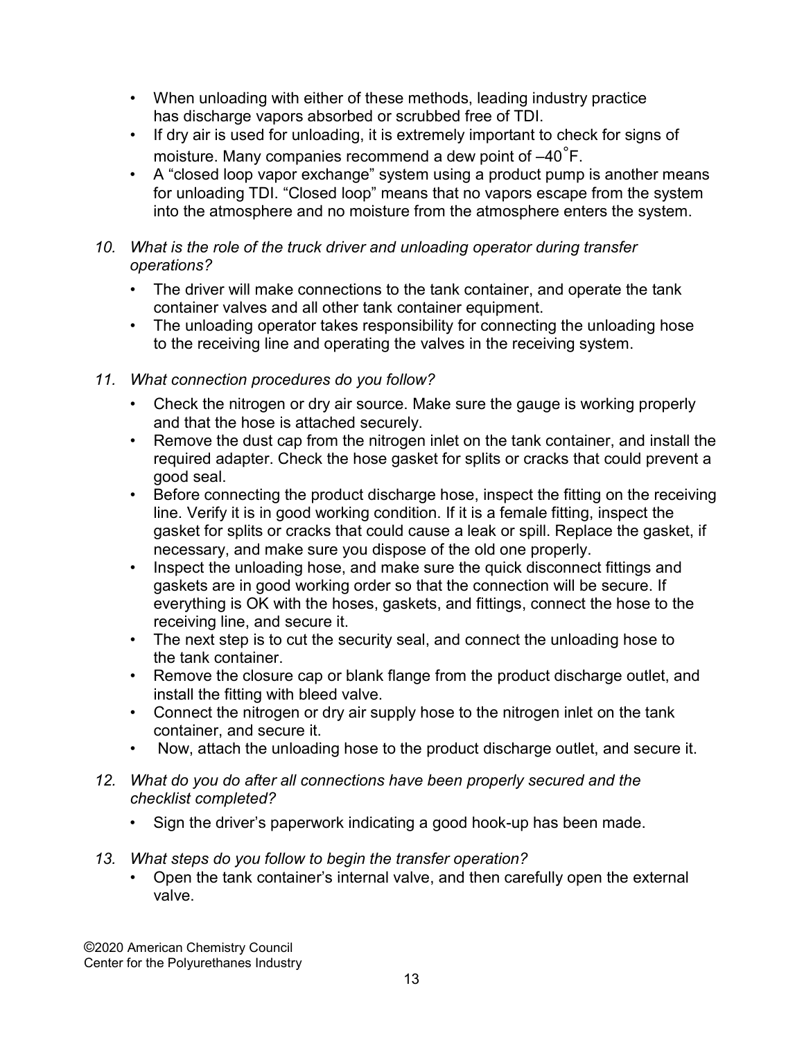- When unloading with either of these methods, leading industry practice has discharge vapors absorbed or scrubbed free of TDI.
- If dry air is used for unloading, it is extremely important to check for signs of moisture. Many companies recommend a dew point of –40˚F.
- A "closed loop vapor exchange" system using a product pump is another means for unloading TDI. "Closed loop" means that no vapors escape from the system into the atmosphere and no moisture from the atmosphere enters the system.

10. *What is the role of the truck driver and unloading operator during transfer operations?*
    - The driver will make connections to the tank container, and operate the tank container valves and all other tank container equipment.
    - The unloading operator takes responsibility for connecting the unloading hose to the receiving line and operating the valves in the receiving system.

11. *What connection procedures do you follow?*
    - Check the nitrogen or dry air source. Make sure the gauge is working properly and that the hose is attached securely.
    - Remove the dust cap from the nitrogen inlet on the tank container, and install the required adapter. Check the hose gasket for splits or cracks that could prevent a good seal.
    - Before connecting the product discharge hose, inspect the fitting on the receiving line. Verify it is in good working condition. If it is a female fitting, inspect the gasket for splits or cracks that could cause a leak or spill. Replace the gasket, if necessary, and make sure you dispose of the old one properly.
    - Inspect the unloading hose, and make sure the quick disconnect fittings and gaskets are in good working order so that the connection will be secure. If everything is OK with the hoses, gaskets, and fittings, connect the hose to the receiving line, and secure it.
    - The next step is to cut the security seal, and connect the unloading hose to the tank container.
    - Remove the closure cap or blank flange from the product discharge outlet, and install the fitting with bleed valve.
    - Connect the nitrogen or dry air supply hose to the nitrogen inlet on the tank container, and secure it.
    - Now, attach the unloading hose to the product discharge outlet, and secure it.

12. *What do you do after all connections have been properly secured and the checklist completed?*
    - Sign the driver's paperwork indicating a good hook-up has been made.

13. *What steps do you follow to begin the transfer operation?*
    - Open the tank container's internal valve, and then carefully open the external valve.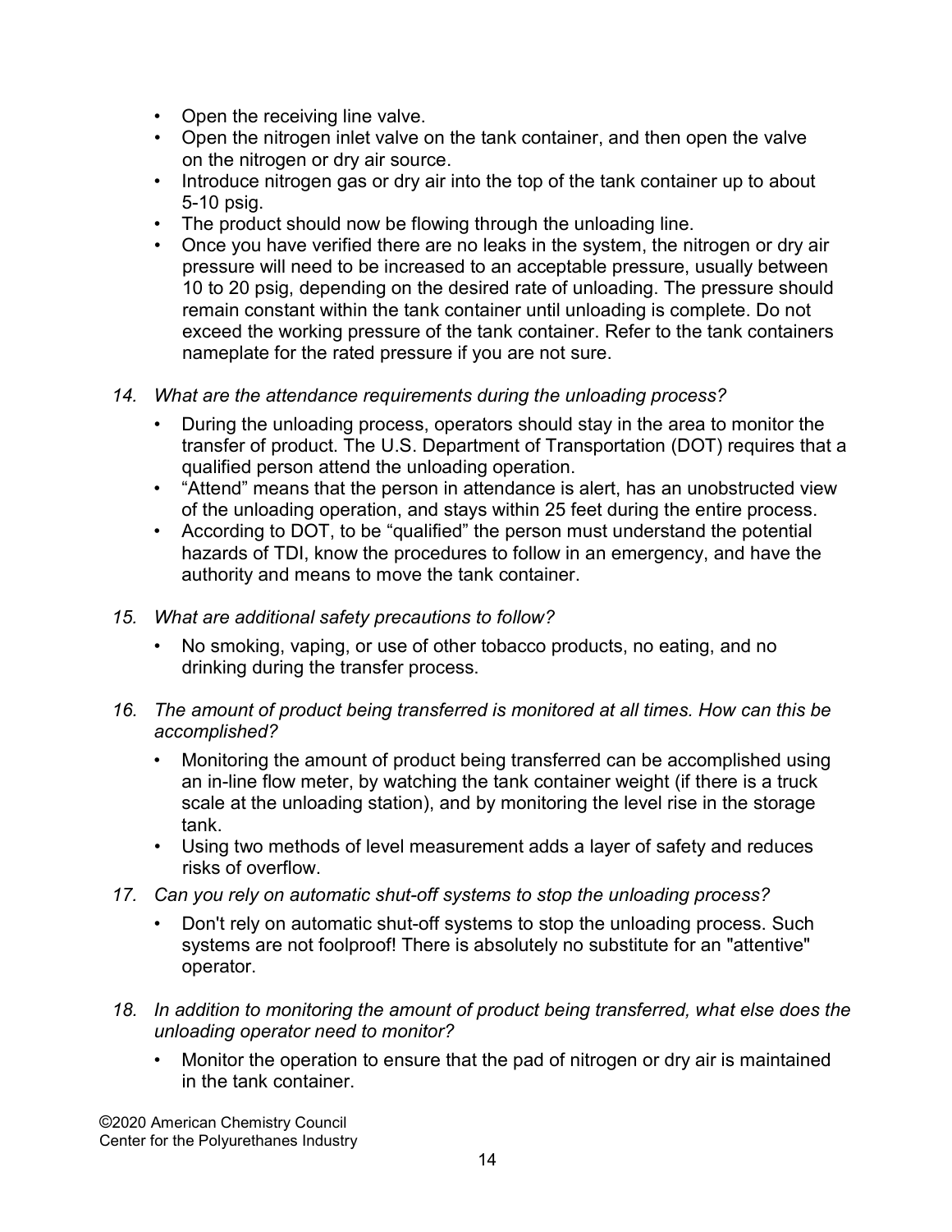- Open the receiving line valve.
- Open the nitrogen inlet valve on the tank container, and then open the valve on the nitrogen or dry air source.
- Introduce nitrogen gas or dry air into the top of the tank container up to about 5-10 psig.
- The product should now be flowing through the unloading line.
- Once you have verified there are no leaks in the system, the nitrogen or dry air pressure will need to be increased to an acceptable pressure, usually between 10 to 20 psig, depending on the desired rate of unloading. The pressure should remain constant within the tank container until unloading is complete. Do not exceed the working pressure of the tank container. Refer to the tank containers nameplate for the rated pressure if you are not sure.

14. *What are the attendance requirements during the unloading process?*
    - During the unloading process, operators should stay in the area to monitor the transfer of product. The U.S. Department of Transportation (DOT) requires that a qualified person attend the unloading operation.
    - "Attend" means that the person in attendance is alert, has an unobstructed view of the unloading operation, and stays within 25 feet during the entire process.
    - According to DOT, to be "qualified" the person must understand the potential hazards of TDI, know the procedures to follow in an emergency, and have the authority and means to move the tank container.

15. *What are additional safety precautions to follow?*
    - No smoking, vaping, or use of other tobacco products, no eating, and no drinking during the transfer process.

16. *The amount of product being transferred is monitored at all times. How can this be accomplished?*
    - Monitoring the amount of product being transferred can be accomplished using an in-line flow meter, by watching the tank container weight (if there is a truck scale at the unloading station), and by monitoring the level rise in the storage tank.
    - Using two methods of level measurement adds a layer of safety and reduces risks of overflow.

17. *Can you rely on automatic shut-off systems to stop the unloading process?*
    - Don't rely on automatic shut-off systems to stop the unloading process. Such systems are not foolproof! There is absolutely no substitute for an "attentive" operator.

18. *In addition to monitoring the amount of product being transferred, what else does the unloading operator need to monitor?*
    - Monitor the operation to ensure that the pad of nitrogen or dry air is maintained in the tank container.

©2020 American Chemistry Council
Center for the Polyurethanes Industry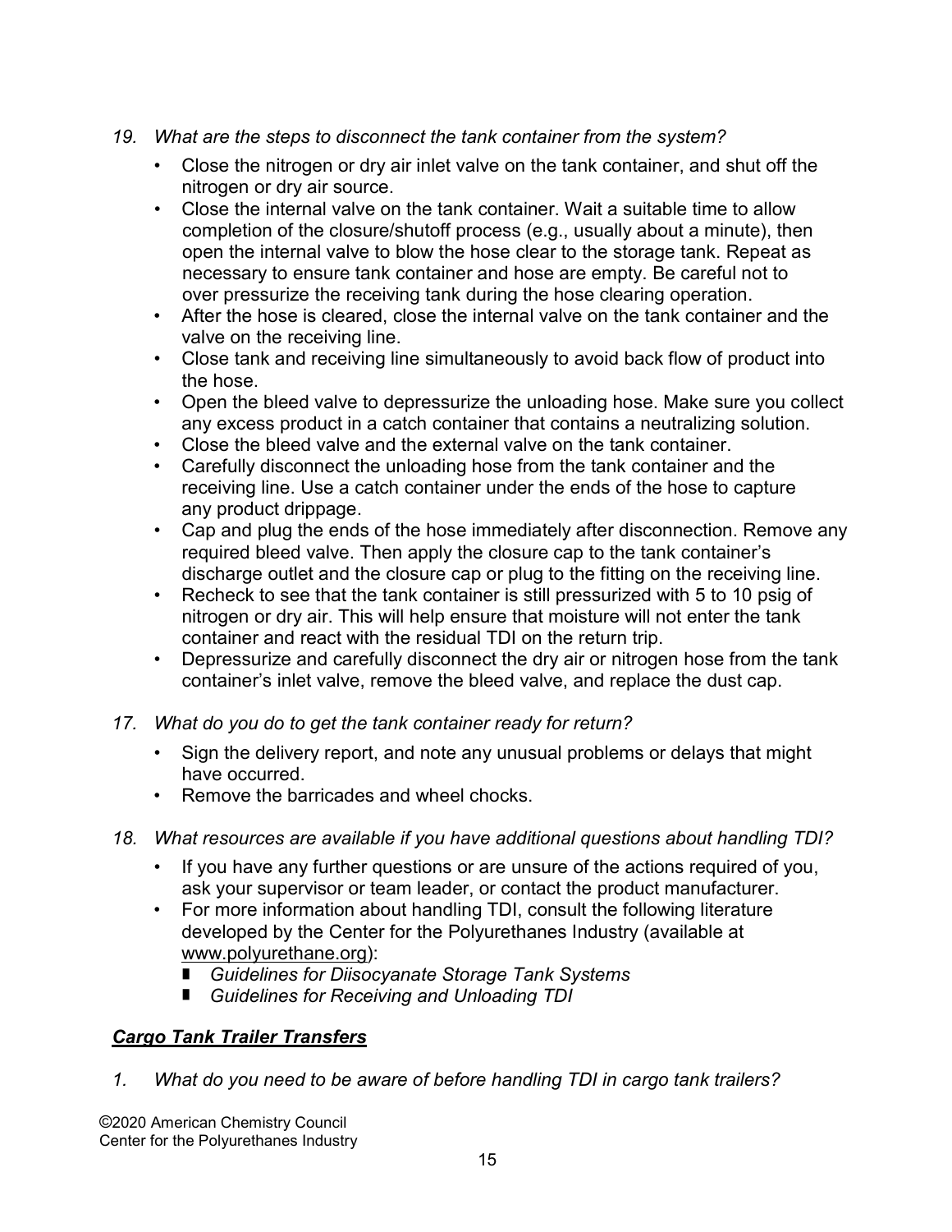*19. What are the steps to disconnect the tank container from the system?*

- Close the nitrogen or dry air inlet valve on the tank container, and shut off the nitrogen or dry air source.
- Close the internal valve on the tank container. Wait a suitable time to allow completion of the closure/shutoff process (e.g., usually about a minute), then open the internal valve to blow the hose clear to the storage tank. Repeat as necessary to ensure tank container and hose are empty. Be careful not to over pressurize the receiving tank during the hose clearing operation.
- After the hose is cleared, close the internal valve on the tank container and the valve on the receiving line.
- Close tank and receiving line simultaneously to avoid back flow of product into the hose.
- Open the bleed valve to depressurize the unloading hose. Make sure you collect any excess product in a catch container that contains a neutralizing solution.
- Close the bleed valve and the external valve on the tank container.
- Carefully disconnect the unloading hose from the tank container and the receiving line. Use a catch container under the ends of the hose to capture any product drippage.
- Cap and plug the ends of the hose immediately after disconnection. Remove any required bleed valve. Then apply the closure cap to the tank container's discharge outlet and the closure cap or plug to the fitting on the receiving line.
- Recheck to see that the tank container is still pressurized with 5 to 10 psig of nitrogen or dry air. This will help ensure that moisture will not enter the tank container and react with the residual TDI on the return trip.
- Depressurize and carefully disconnect the dry air or nitrogen hose from the tank container's inlet valve, remove the bleed valve, and replace the dust cap.

*17. What do you do to get the tank container ready for return?*

- Sign the delivery report, and note any unusual problems or delays that might have occurred.
- Remove the barricades and wheel chocks.

*18. What resources are available if you have additional questions about handling TDI?*

- If you have any further questions or are unsure of the actions required of you, ask your supervisor or team leader, or contact the product manufacturer.
- For more information about handling TDI, consult the following literature developed by the Center for the Polyurethanes Industry (available at www.polyurethane.org):
  - *Guidelines for Diisocyanate Storage Tank Systems*
  - *Guidelines for Receiving and Unloading TDI*

## ***Cargo Tank Trailer Transfers***

*1. What do you need to be aware of before handling TDI in cargo tank trailers?*

©2020 American Chemistry Council
Center for the Polyurethanes Industry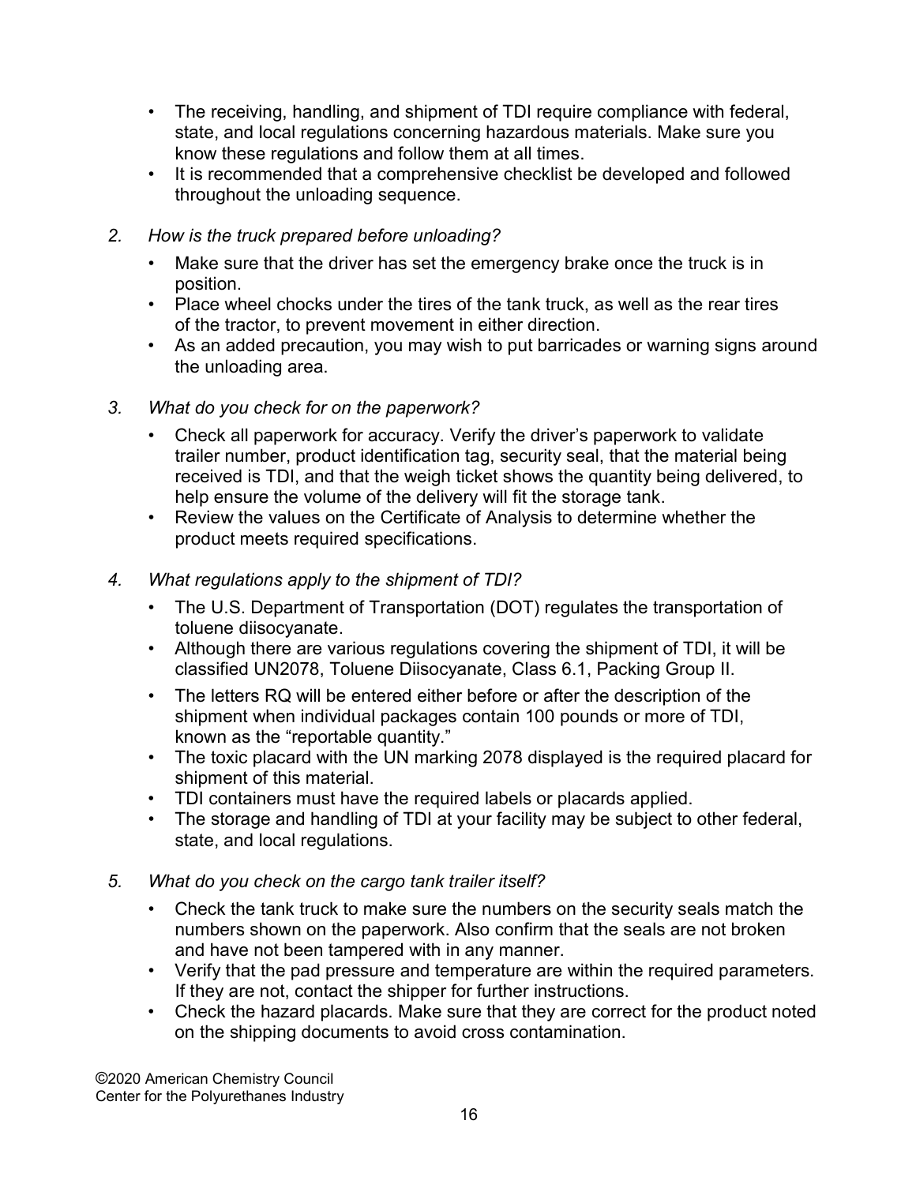- The receiving, handling, and shipment of TDI require compliance with federal, state, and local regulations concerning hazardous materials. Make sure you know these regulations and follow them at all times.
- It is recommended that a comprehensive checklist be developed and followed throughout the unloading sequence.

2. *How is the truck prepared before unloading?*
   - Make sure that the driver has set the emergency brake once the truck is in position.
   - Place wheel chocks under the tires of the tank truck, as well as the rear tires of the tractor, to prevent movement in either direction.
   - As an added precaution, you may wish to put barricades or warning signs around the unloading area.

3. *What do you check for on the paperwork?*
   - Check all paperwork for accuracy. Verify the driver's paperwork to validate trailer number, product identification tag, security seal, that the material being received is TDI, and that the weigh ticket shows the quantity being delivered, to help ensure the volume of the delivery will fit the storage tank.
   - Review the values on the Certificate of Analysis to determine whether the product meets required specifications.

4. *What regulations apply to the shipment of TDI?*
   - The U.S. Department of Transportation (DOT) regulates the transportation of toluene diisocyanate.
   - Although there are various regulations covering the shipment of TDI, it will be classified UN2078, Toluene Diisocyanate, Class 6.1, Packing Group II.
   - The letters RQ will be entered either before or after the description of the shipment when individual packages contain 100 pounds or more of TDI, known as the "reportable quantity."
   - The toxic placard with the UN marking 2078 displayed is the required placard for shipment of this material.
   - TDI containers must have the required labels or placards applied.
   - The storage and handling of TDI at your facility may be subject to other federal, state, and local regulations.

5. *What do you check on the cargo tank trailer itself?*
   - Check the tank truck to make sure the numbers on the security seals match the numbers shown on the paperwork. Also confirm that the seals are not broken and have not been tampered with in any manner.
   - Verify that the pad pressure and temperature are within the required parameters. If they are not, contact the shipper for further instructions.
   - Check the hazard placards. Make sure that they are correct for the product noted on the shipping documents to avoid cross contamination.

©2020 American Chemistry Council
Center for the Polyurethanes Industry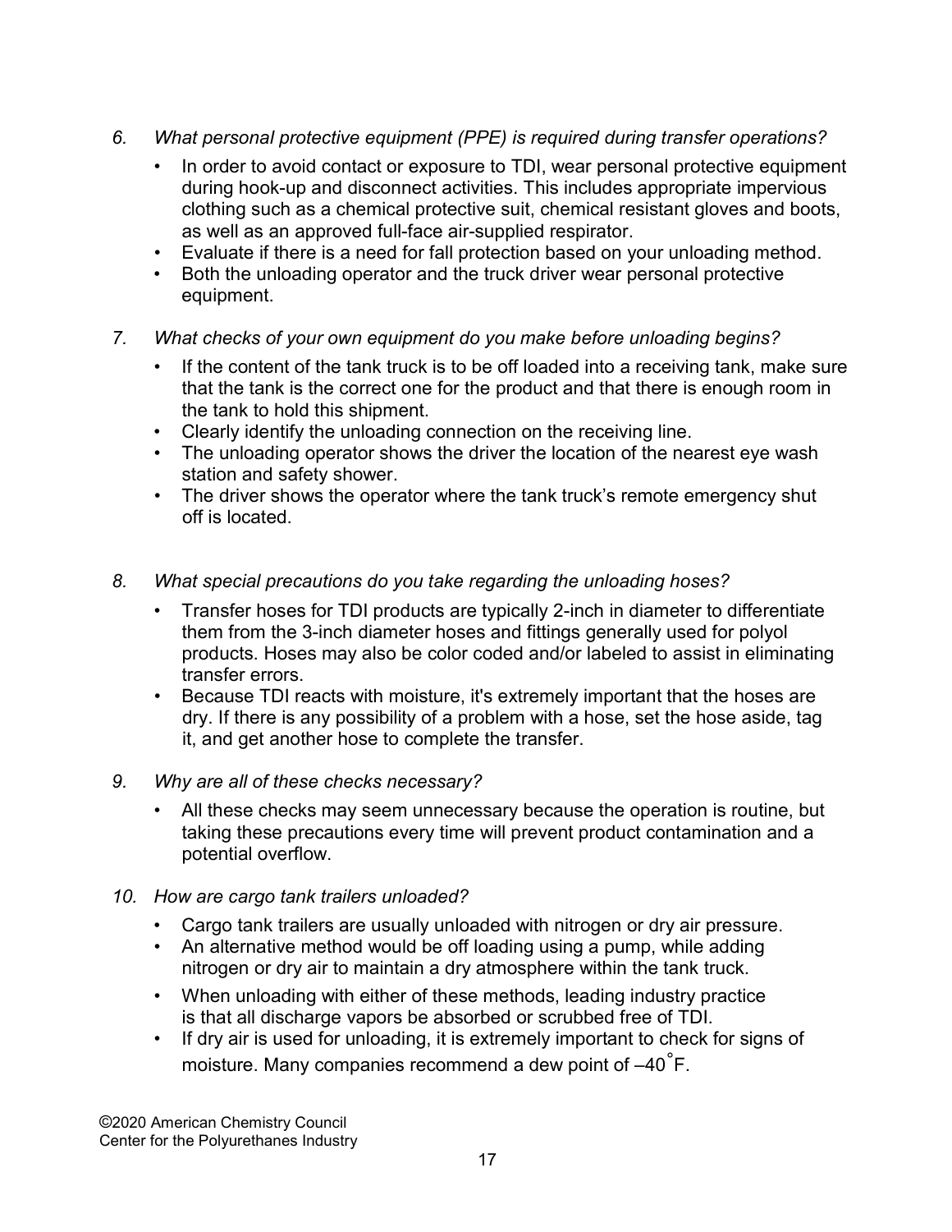6. *What personal protective equipment (PPE) is required during transfer operations?*

   - In order to avoid contact or exposure to TDI, wear personal protective equipment during hook-up and disconnect activities. This includes appropriate impervious clothing such as a chemical protective suit, chemical resistant gloves and boots, as well as an approved full-face air-supplied respirator.
   - Evaluate if there is a need for fall protection based on your unloading method.
   - Both the unloading operator and the truck driver wear personal protective equipment.

7. *What checks of your own equipment do you make before unloading begins?*

   - If the content of the tank truck is to be off loaded into a receiving tank, make sure that the tank is the correct one for the product and that there is enough room in the tank to hold this shipment.
   - Clearly identify the unloading connection on the receiving line.
   - The unloading operator shows the driver the location of the nearest eye wash station and safety shower.
   - The driver shows the operator where the tank truck's remote emergency shut off is located.

8. *What special precautions do you take regarding the unloading hoses?*

   - Transfer hoses for TDI products are typically 2-inch in diameter to differentiate them from the 3-inch diameter hoses and fittings generally used for polyol products. Hoses may also be color coded and/or labeled to assist in eliminating transfer errors.
   - Because TDI reacts with moisture, it's extremely important that the hoses are dry. If there is any possibility of a problem with a hose, set the hose aside, tag it, and get another hose to complete the transfer.

9. *Why are all of these checks necessary?*

   - All these checks may seem unnecessary because the operation is routine, but taking these precautions every time will prevent product contamination and a potential overflow.

10. *How are cargo tank trailers unloaded?*

    - Cargo tank trailers are usually unloaded with nitrogen or dry air pressure.
    - An alternative method would be off loading using a pump, while adding nitrogen or dry air to maintain a dry atmosphere within the tank truck.
    - When unloading with either of these methods, leading industry practice is that all discharge vapors be absorbed or scrubbed free of TDI.
    - If dry air is used for unloading, it is extremely important to check for signs of moisture. Many companies recommend a dew point of –40°F.

©2020 American Chemistry Council
Center for the Polyurethanes Industry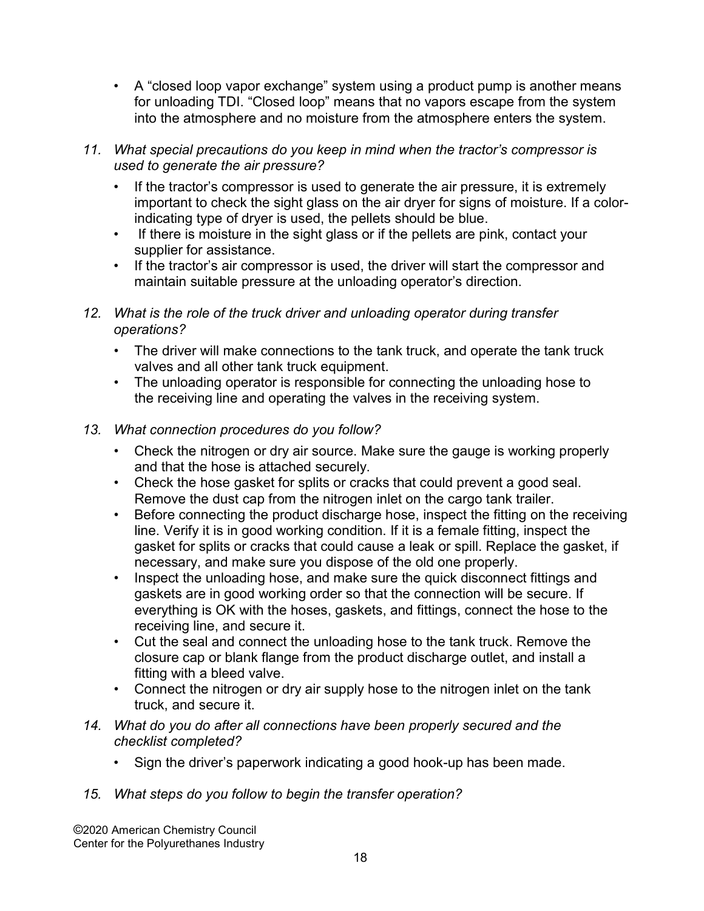- A "closed loop vapor exchange" system using a product pump is another means for unloading TDI. "Closed loop" means that no vapors escape from the system into the atmosphere and no moisture from the atmosphere enters the system.

11. *What special precautions do you keep in mind when the tractor's compressor is used to generate the air pressure?*
    - If the tractor's compressor is used to generate the air pressure, it is extremely important to check the sight glass on the air dryer for signs of moisture. If a color-indicating type of dryer is used, the pellets should be blue.
    - If there is moisture in the sight glass or if the pellets are pink, contact your supplier for assistance.
    - If the tractor's air compressor is used, the driver will start the compressor and maintain suitable pressure at the unloading operator's direction.

12. *What is the role of the truck driver and unloading operator during transfer operations?*
    - The driver will make connections to the tank truck, and operate the tank truck valves and all other tank truck equipment.
    - The unloading operator is responsible for connecting the unloading hose to the receiving line and operating the valves in the receiving system.

13. *What connection procedures do you follow?*
    - Check the nitrogen or dry air source. Make sure the gauge is working properly and that the hose is attached securely.
    - Check the hose gasket for splits or cracks that could prevent a good seal. Remove the dust cap from the nitrogen inlet on the cargo tank trailer.
    - Before connecting the product discharge hose, inspect the fitting on the receiving line. Verify it is in good working condition. If it is a female fitting, inspect the gasket for splits or cracks that could cause a leak or spill. Replace the gasket, if necessary, and make sure you dispose of the old one properly.
    - Inspect the unloading hose, and make sure the quick disconnect fittings and gaskets are in good working order so that the connection will be secure. If everything is OK with the hoses, gaskets, and fittings, connect the hose to the receiving line, and secure it.
    - Cut the seal and connect the unloading hose to the tank truck. Remove the closure cap or blank flange from the product discharge outlet, and install a fitting with a bleed valve.
    - Connect the nitrogen or dry air supply hose to the nitrogen inlet on the tank truck, and secure it.

14. *What do you do after all connections have been properly secured and the checklist completed?*
    - Sign the driver's paperwork indicating a good hook-up has been made.

15. *What steps do you follow to begin the transfer operation?*

©2020 American Chemistry Council
Center for the Polyurethanes Industry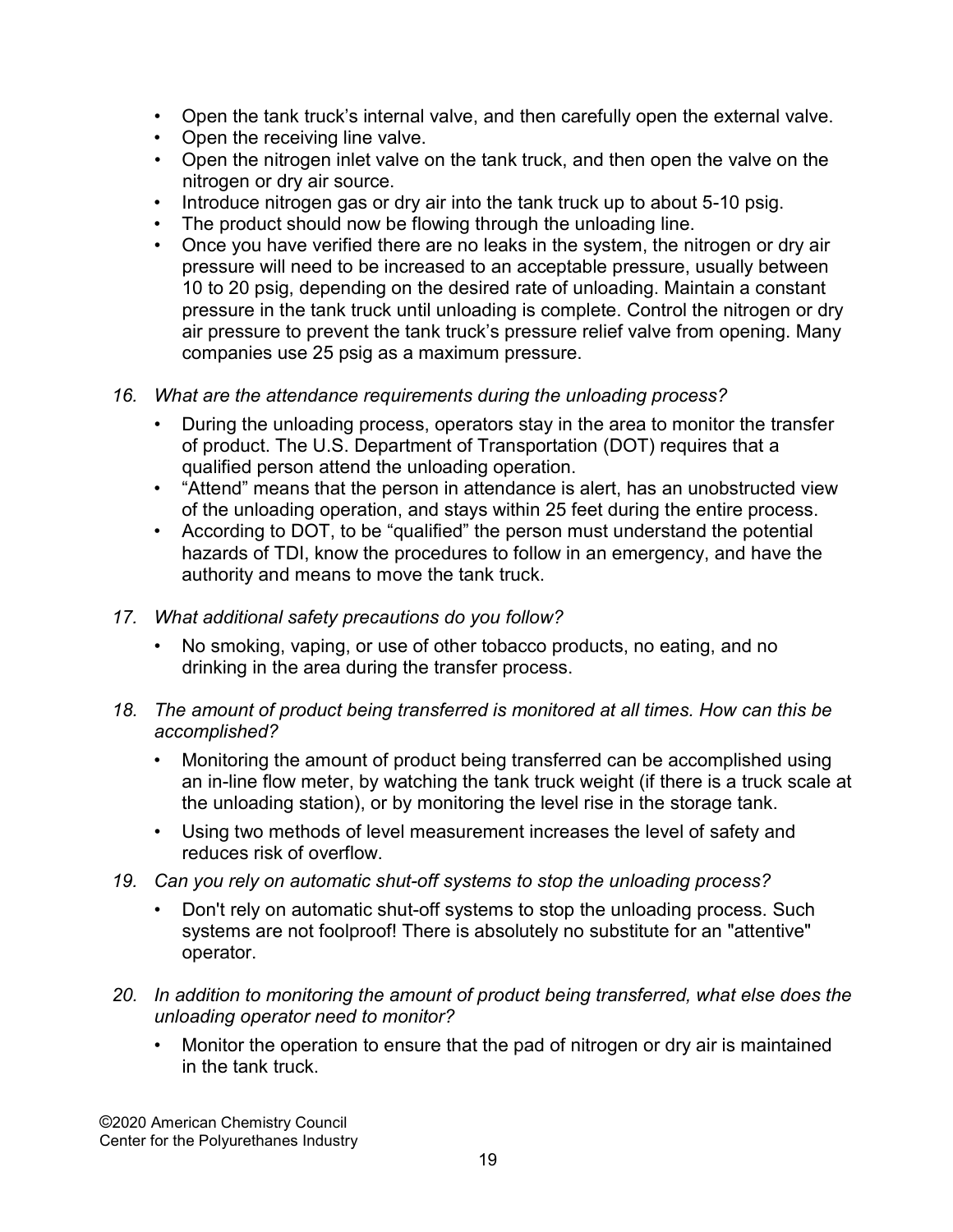- Open the tank truck's internal valve, and then carefully open the external valve.
- Open the receiving line valve.
- Open the nitrogen inlet valve on the tank truck, and then open the valve on the nitrogen or dry air source.
- Introduce nitrogen gas or dry air into the tank truck up to about 5-10 psig.
- The product should now be flowing through the unloading line.
- Once you have verified there are no leaks in the system, the nitrogen or dry air pressure will need to be increased to an acceptable pressure, usually between 10 to 20 psig, depending on the desired rate of unloading. Maintain a constant pressure in the tank truck until unloading is complete. Control the nitrogen or dry air pressure to prevent the tank truck's pressure relief valve from opening. Many companies use 25 psig as a maximum pressure.

16. *What are the attendance requirements during the unloading process?*
    - During the unloading process, operators stay in the area to monitor the transfer of product. The U.S. Department of Transportation (DOT) requires that a qualified person attend the unloading operation.
    - "Attend" means that the person in attendance is alert, has an unobstructed view of the unloading operation, and stays within 25 feet during the entire process.
    - According to DOT, to be "qualified" the person must understand the potential hazards of TDI, know the procedures to follow in an emergency, and have the authority and means to move the tank truck.

17. *What additional safety precautions do you follow?*
    - No smoking, vaping, or use of other tobacco products, no eating, and no drinking in the area during the transfer process.

18. *The amount of product being transferred is monitored at all times. How can this be accomplished?*
    - Monitoring the amount of product being transferred can be accomplished using an in-line flow meter, by watching the tank truck weight (if there is a truck scale at the unloading station), or by monitoring the level rise in the storage tank.
    - Using two methods of level measurement increases the level of safety and reduces risk of overflow.

19. *Can you rely on automatic shut-off systems to stop the unloading process?*
    - Don't rely on automatic shut-off systems to stop the unloading process. Such systems are not foolproof! There is absolutely no substitute for an "attentive" operator.

20. *In addition to monitoring the amount of product being transferred, what else does the unloading operator need to monitor?*
    - Monitor the operation to ensure that the pad of nitrogen or dry air is maintained in the tank truck.

©2020 American Chemistry Council
Center for the Polyurethanes Industry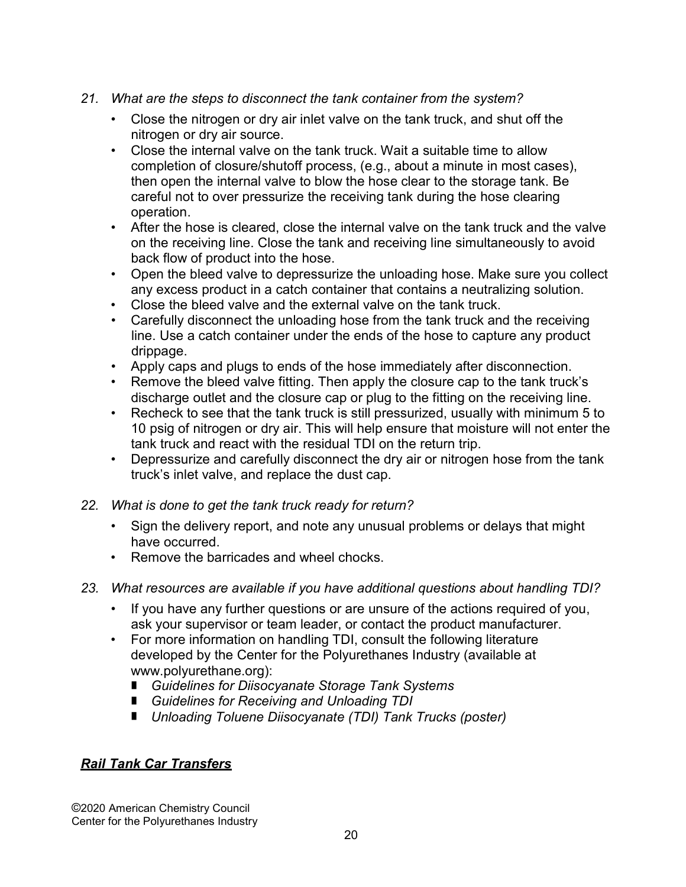*21. What are the steps to disconnect the tank container from the system?*

- Close the nitrogen or dry air inlet valve on the tank truck, and shut off the nitrogen or dry air source.
- Close the internal valve on the tank truck. Wait a suitable time to allow completion of closure/shutoff process, (e.g., about a minute in most cases), then open the internal valve to blow the hose clear to the storage tank. Be careful not to over pressurize the receiving tank during the hose clearing operation.
- After the hose is cleared, close the internal valve on the tank truck and the valve on the receiving line. Close the tank and receiving line simultaneously to avoid back flow of product into the hose.
- Open the bleed valve to depressurize the unloading hose. Make sure you collect any excess product in a catch container that contains a neutralizing solution.
- Close the bleed valve and the external valve on the tank truck.
- Carefully disconnect the unloading hose from the tank truck and the receiving line. Use a catch container under the ends of the hose to capture any product drippage.
- Apply caps and plugs to ends of the hose immediately after disconnection.
- Remove the bleed valve fitting. Then apply the closure cap to the tank truck's discharge outlet and the closure cap or plug to the fitting on the receiving line.
- Recheck to see that the tank truck is still pressurized, usually with minimum 5 to 10 psig of nitrogen or dry air. This will help ensure that moisture will not enter the tank truck and react with the residual TDI on the return trip.
- Depressurize and carefully disconnect the dry air or nitrogen hose from the tank truck's inlet valve, and replace the dust cap.

*22. What is done to get the tank truck ready for return?*

- Sign the delivery report, and note any unusual problems or delays that might have occurred.
- Remove the barricades and wheel chocks.

*23. What resources are available if you have additional questions about handling TDI?*

- If you have any further questions or are unsure of the actions required of you, ask your supervisor or team leader, or contact the product manufacturer.
- For more information on handling TDI, consult the following literature developed by the Center for the Polyurethanes Industry (available at www.polyurethane.org):
  - *Guidelines for Diisocyanate Storage Tank Systems*
  - *Guidelines for Receiving and Unloading TDI*
  - *Unloading Toluene Diisocyanate (TDI) Tank Trucks (poster)*

## ***Rail Tank Car Transfers***

©2020 American Chemistry Council
Center for the Polyurethanes Industry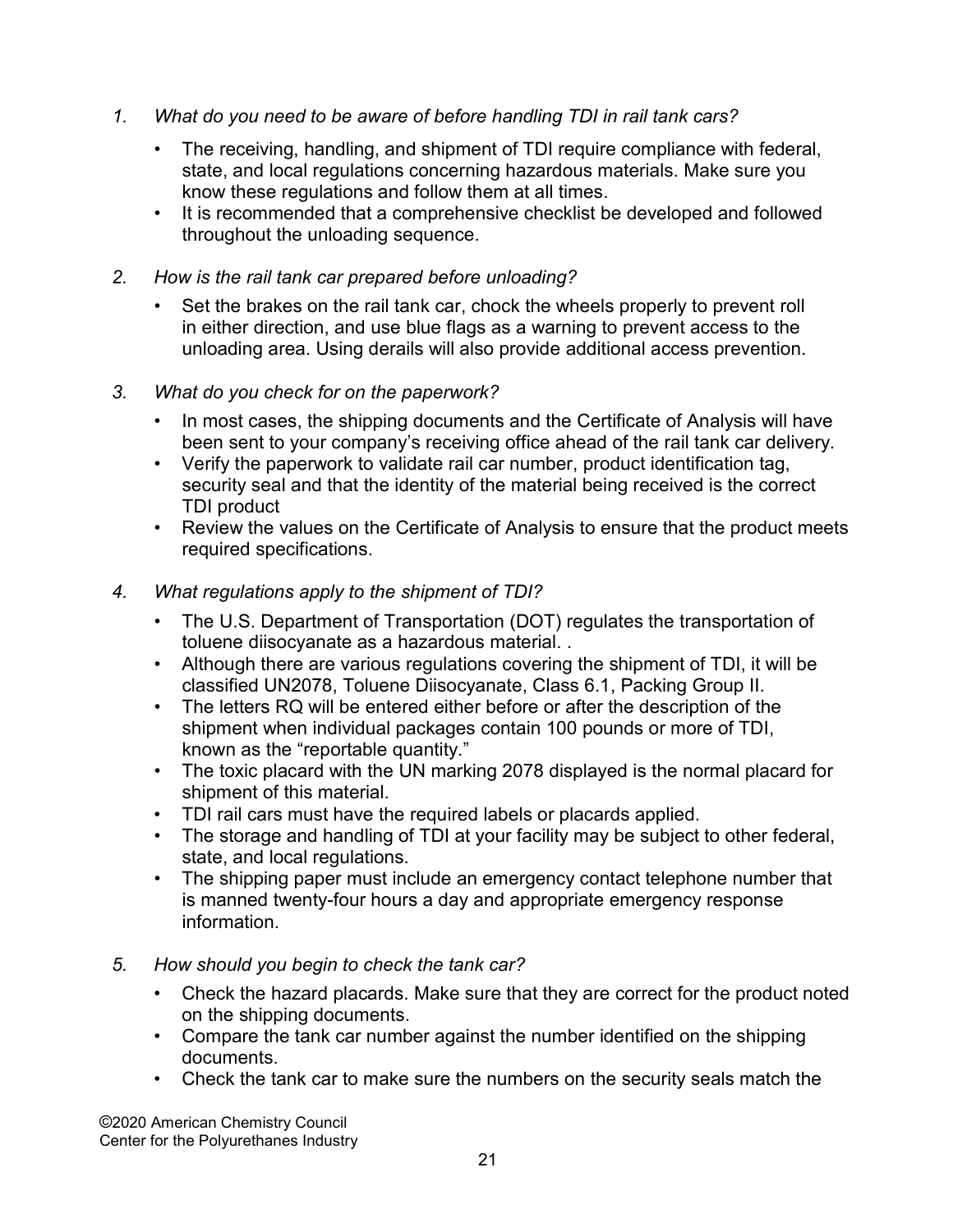1. *What do you need to be aware of before handling TDI in rail tank cars?*

    - The receiving, handling, and shipment of TDI require compliance with federal, state, and local regulations concerning hazardous materials. Make sure you know these regulations and follow them at all times.
    - It is recommended that a comprehensive checklist be developed and followed throughout the unloading sequence.

2. *How is the rail tank car prepared before unloading?*

    - Set the brakes on the rail tank car, chock the wheels properly to prevent roll in either direction, and use blue flags as a warning to prevent access to the unloading area. Using derails will also provide additional access prevention.

3. *What do you check for on the paperwork?*

    - In most cases, the shipping documents and the Certificate of Analysis will have been sent to your company's receiving office ahead of the rail tank car delivery.
    - Verify the paperwork to validate rail car number, product identification tag, security seal and that the identity of the material being received is the correct TDI product
    - Review the values on the Certificate of Analysis to ensure that the product meets required specifications.

4. *What regulations apply to the shipment of TDI?*

    - The U.S. Department of Transportation (DOT) regulates the transportation of toluene diisocyanate as a hazardous material. .
    - Although there are various regulations covering the shipment of TDI, it will be classified UN2078, Toluene Diisocyanate, Class 6.1, Packing Group II.
    - The letters RQ will be entered either before or after the description of the shipment when individual packages contain 100 pounds or more of TDI, known as the "reportable quantity."
    - The toxic placard with the UN marking 2078 displayed is the normal placard for shipment of this material.
    - TDI rail cars must have the required labels or placards applied.
    - The storage and handling of TDI at your facility may be subject to other federal, state, and local regulations.
    - The shipping paper must include an emergency contact telephone number that is manned twenty-four hours a day and appropriate emergency response information.

5. *How should you begin to check the tank car?*

    - Check the hazard placards. Make sure that they are correct for the product noted on the shipping documents.
    - Compare the tank car number against the number identified on the shipping documents.
    - Check the tank car to make sure the numbers on the security seals match the

©2020 American Chemistry Council
Center for the Polyurethanes Industry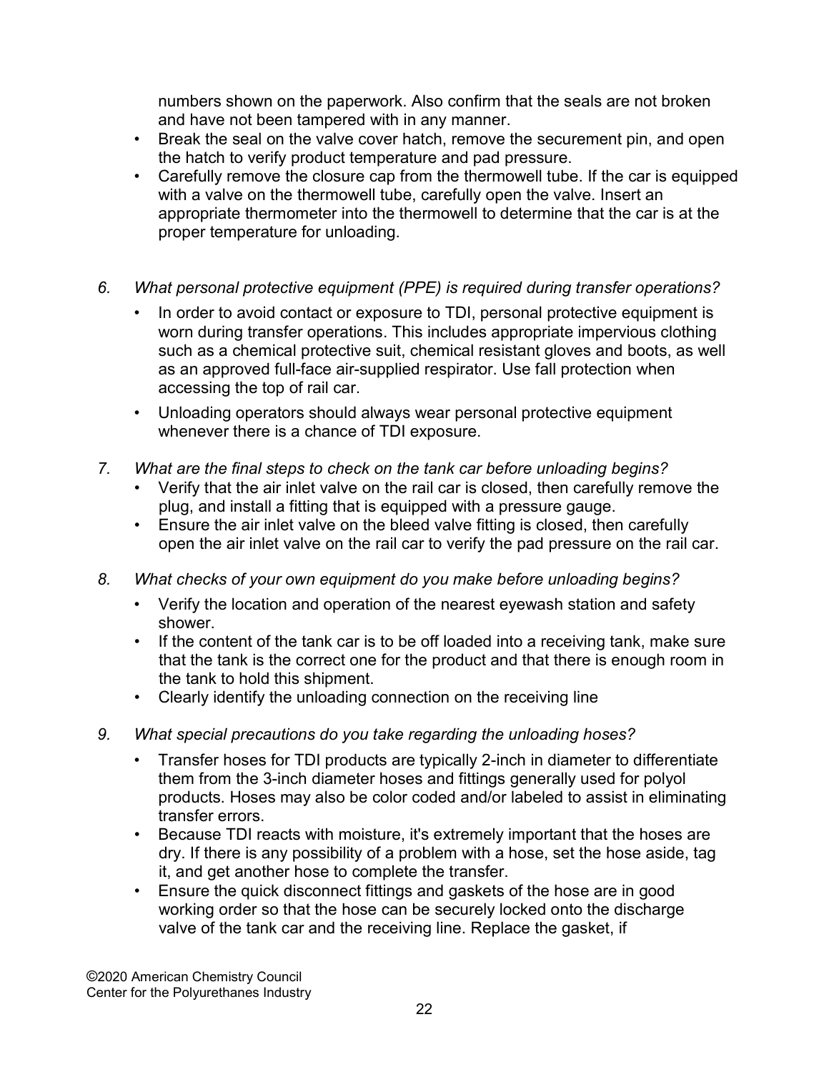numbers shown on the paperwork. Also confirm that the seals are not broken and have not been tampered with in any manner.
- Break the seal on the valve cover hatch, remove the securement pin, and open the hatch to verify product temperature and pad pressure.
- Carefully remove the closure cap from the thermowell tube. If the car is equipped with a valve on the thermowell tube, carefully open the valve. Insert an appropriate thermometer into the thermowell to determine that the car is at the proper temperature for unloading.

6. *What personal protective equipment (PPE) is required during transfer operations?*
   - In order to avoid contact or exposure to TDI, personal protective equipment is worn during transfer operations. This includes appropriate impervious clothing such as a chemical protective suit, chemical resistant gloves and boots, as well as an approved full-face air-supplied respirator. Use fall protection when accessing the top of rail car.
   - Unloading operators should always wear personal protective equipment whenever there is a chance of TDI exposure.

7. *What are the final steps to check on the tank car before unloading begins?*
   - Verify that the air inlet valve on the rail car is closed, then carefully remove the plug, and install a fitting that is equipped with a pressure gauge.
   - Ensure the air inlet valve on the bleed valve fitting is closed, then carefully open the air inlet valve on the rail car to verify the pad pressure on the rail car.

8. *What checks of your own equipment do you make before unloading begins?*
   - Verify the location and operation of the nearest eyewash station and safety shower.
   - If the content of the tank car is to be off loaded into a receiving tank, make sure that the tank is the correct one for the product and that there is enough room in the tank to hold this shipment.
   - Clearly identify the unloading connection on the receiving line

9. *What special precautions do you take regarding the unloading hoses?*
   - Transfer hoses for TDI products are typically 2-inch in diameter to differentiate them from the 3-inch diameter hoses and fittings generally used for polyol products. Hoses may also be color coded and/or labeled to assist in eliminating transfer errors.
   - Because TDI reacts with moisture, it's extremely important that the hoses are dry. If there is any possibility of a problem with a hose, set the hose aside, tag it, and get another hose to complete the transfer.
   - Ensure the quick disconnect fittings and gaskets of the hose are in good working order so that the hose can be securely locked onto the discharge valve of the tank car and the receiving line. Replace the gasket, if

©2020 American Chemistry Council
Center for the Polyurethanes Industry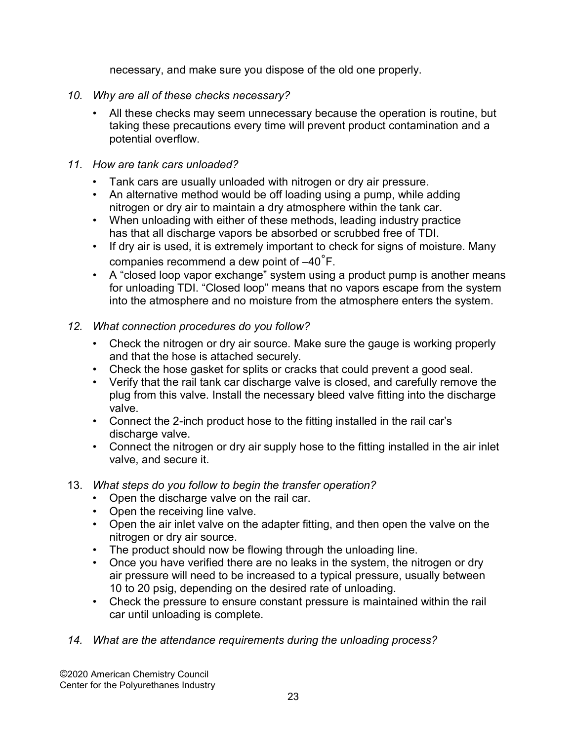necessary, and make sure you dispose of the old one properly.

10. *Why are all of these checks necessary?*
    - All these checks may seem unnecessary because the operation is routine, but taking these precautions every time will prevent product contamination and a potential overflow.

11. *How are tank cars unloaded?*
    - Tank cars are usually unloaded with nitrogen or dry air pressure.
    - An alternative method would be off loading using a pump, while adding nitrogen or dry air to maintain a dry atmosphere within the tank car.
    - When unloading with either of these methods, leading industry practice has that all discharge vapors be absorbed or scrubbed free of TDI.
    - If dry air is used, it is extremely important to check for signs of moisture. Many companies recommend a dew point of –40˚F.
    - A "closed loop vapor exchange" system using a product pump is another means for unloading TDI. "Closed loop" means that no vapors escape from the system into the atmosphere and no moisture from the atmosphere enters the system.

12. *What connection procedures do you follow?*
    - Check the nitrogen or dry air source. Make sure the gauge is working properly and that the hose is attached securely.
    - Check the hose gasket for splits or cracks that could prevent a good seal.
    - Verify that the rail tank car discharge valve is closed, and carefully remove the plug from this valve. Install the necessary bleed valve fitting into the discharge valve.
    - Connect the 2-inch product hose to the fitting installed in the rail car's discharge valve.
    - Connect the nitrogen or dry air supply hose to the fitting installed in the air inlet valve, and secure it.

13. *What steps do you follow to begin the transfer operation?*
    - Open the discharge valve on the rail car.
    - Open the receiving line valve.
    - Open the air inlet valve on the adapter fitting, and then open the valve on the nitrogen or dry air source.
    - The product should now be flowing through the unloading line.
    - Once you have verified there are no leaks in the system, the nitrogen or dry air pressure will need to be increased to a typical pressure, usually between 10 to 20 psig, depending on the desired rate of unloading.
    - Check the pressure to ensure constant pressure is maintained within the rail car until unloading is complete.

14. *What are the attendance requirements during the unloading process?*

©2020 American Chemistry Council
Center for the Polyurethanes Industry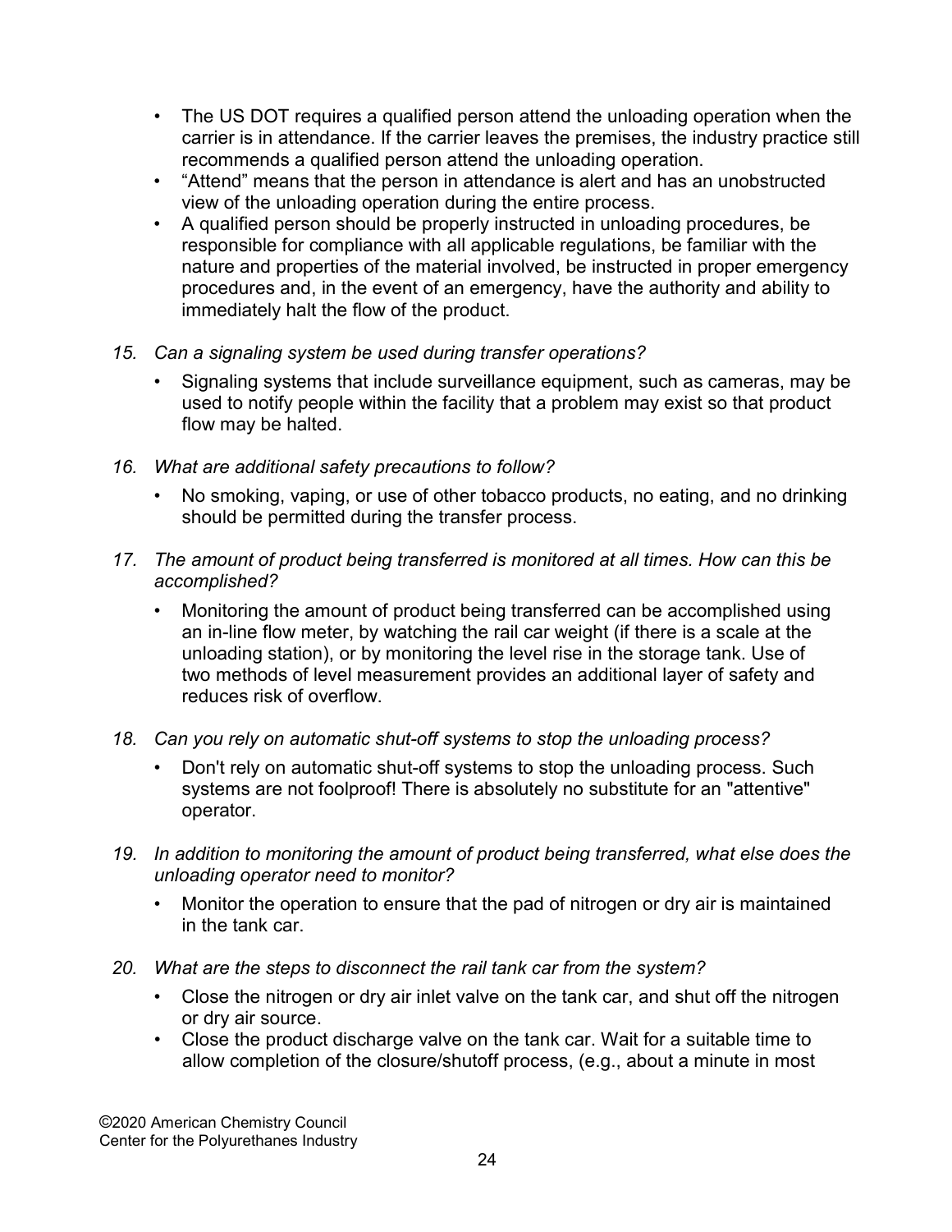- The US DOT requires a qualified person attend the unloading operation when the carrier is in attendance. If the carrier leaves the premises, the industry practice still recommends a qualified person attend the unloading operation.
- "Attend" means that the person in attendance is alert and has an unobstructed view of the unloading operation during the entire process.
- A qualified person should be properly instructed in unloading procedures, be responsible for compliance with all applicable regulations, be familiar with the nature and properties of the material involved, be instructed in proper emergency procedures and, in the event of an emergency, have the authority and ability to immediately halt the flow of the product.

15. *Can a signaling system be used during transfer operations?*
    - Signaling systems that include surveillance equipment, such as cameras, may be used to notify people within the facility that a problem may exist so that product flow may be halted.

16. *What are additional safety precautions to follow?*
    - No smoking, vaping, or use of other tobacco products, no eating, and no drinking should be permitted during the transfer process.

17. *The amount of product being transferred is monitored at all times. How can this be accomplished?*
    - Monitoring the amount of product being transferred can be accomplished using an in-line flow meter, by watching the rail car weight (if there is a scale at the unloading station), or by monitoring the level rise in the storage tank. Use of two methods of level measurement provides an additional layer of safety and reduces risk of overflow.

18. *Can you rely on automatic shut-off systems to stop the unloading process?*
    - Don't rely on automatic shut-off systems to stop the unloading process. Such systems are not foolproof! There is absolutely no substitute for an "attentive" operator.

19. *In addition to monitoring the amount of product being transferred, what else does the unloading operator need to monitor?*
    - Monitor the operation to ensure that the pad of nitrogen or dry air is maintained in the tank car.

20. *What are the steps to disconnect the rail tank car from the system?*
    - Close the nitrogen or dry air inlet valve on the tank car, and shut off the nitrogen or dry air source.
    - Close the product discharge valve on the tank car. Wait for a suitable time to allow completion of the closure/shutoff process, (e.g., about a minute in most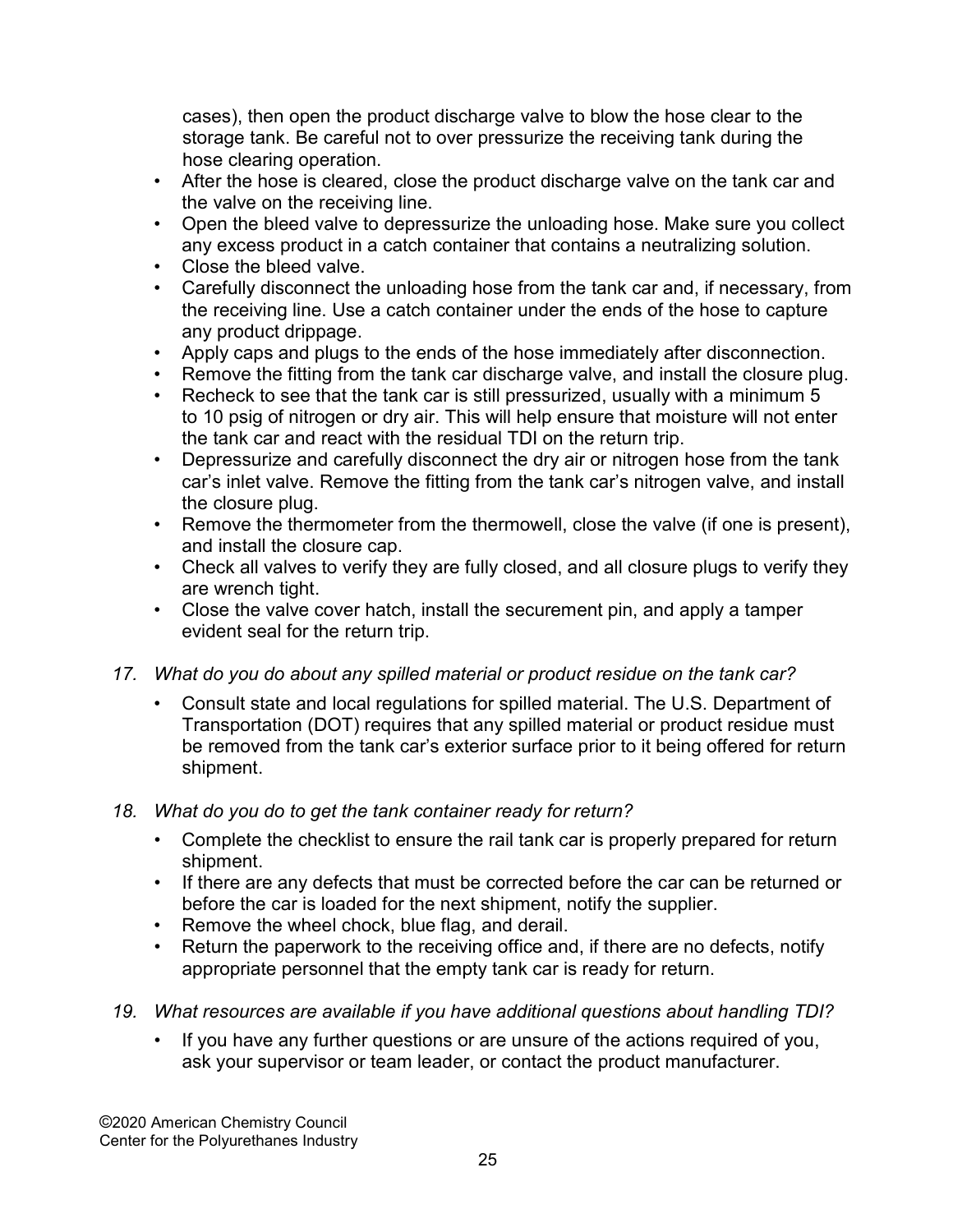cases), then open the product discharge valve to blow the hose clear to the storage tank. Be careful not to over pressurize the receiving tank during the hose clearing operation.

- After the hose is cleared, close the product discharge valve on the tank car and the valve on the receiving line.
- Open the bleed valve to depressurize the unloading hose. Make sure you collect any excess product in a catch container that contains a neutralizing solution.
- Close the bleed valve.
- Carefully disconnect the unloading hose from the tank car and, if necessary, from the receiving line. Use a catch container under the ends of the hose to capture any product drippage.
- Apply caps and plugs to the ends of the hose immediately after disconnection.
- Remove the fitting from the tank car discharge valve, and install the closure plug.
- Recheck to see that the tank car is still pressurized, usually with a minimum 5 to 10 psig of nitrogen or dry air. This will help ensure that moisture will not enter the tank car and react with the residual TDI on the return trip.
- Depressurize and carefully disconnect the dry air or nitrogen hose from the tank car's inlet valve. Remove the fitting from the tank car's nitrogen valve, and install the closure plug.
- Remove the thermometer from the thermowell, close the valve (if one is present), and install the closure cap.
- Check all valves to verify they are fully closed, and all closure plugs to verify they are wrench tight.
- Close the valve cover hatch, install the securement pin, and apply a tamper evident seal for the return trip.

17. *What do you do about any spilled material or product residue on the tank car?*
    - Consult state and local regulations for spilled material. The U.S. Department of Transportation (DOT) requires that any spilled material or product residue must be removed from the tank car's exterior surface prior to it being offered for return shipment.

18. *What do you do to get the tank container ready for return?*
    - Complete the checklist to ensure the rail tank car is properly prepared for return shipment.
    - If there are any defects that must be corrected before the car can be returned or before the car is loaded for the next shipment, notify the supplier.
    - Remove the wheel chock, blue flag, and derail.
    - Return the paperwork to the receiving office and, if there are no defects, notify appropriate personnel that the empty tank car is ready for return.

19. *What resources are available if you have additional questions about handling TDI?*
    - If you have any further questions or are unsure of the actions required of you, ask your supervisor or team leader, or contact the product manufacturer.

©2020 American Chemistry Council
Center for the Polyurethanes Industry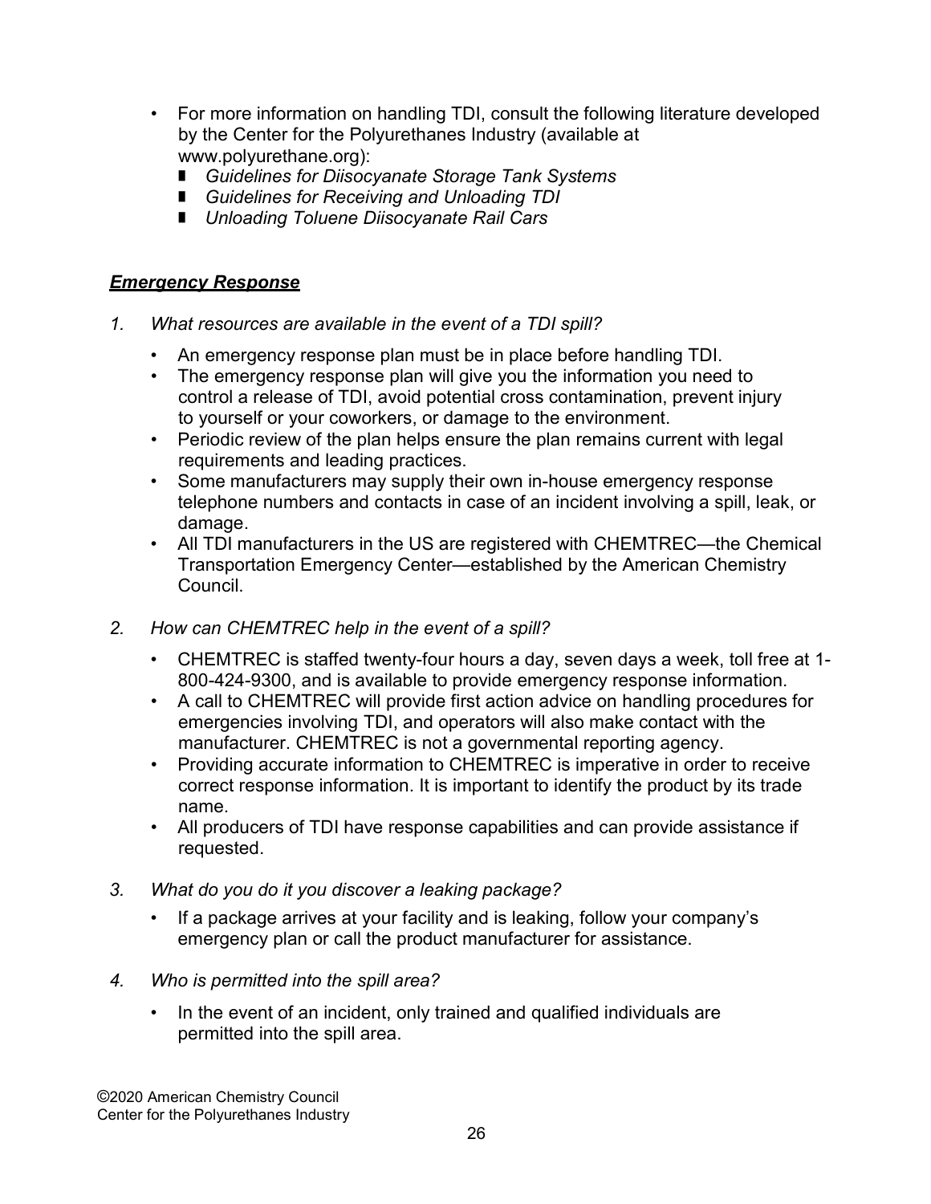- For more information on handling TDI, consult the following literature developed by the Center for the Polyurethanes Industry (available at www.polyurethane.org):
  - *Guidelines for Diisocyanate Storage Tank Systems*
  - *Guidelines for Receiving and Unloading TDI*
  - *Unloading Toluene Diisocyanate Rail Cars*

## ***Emergency Response***

1. *What resources are available in the event of a TDI spill?*
   - An emergency response plan must be in place before handling TDI.
   - The emergency response plan will give you the information you need to control a release of TDI, avoid potential cross contamination, prevent injury to yourself or your coworkers, or damage to the environment.
   - Periodic review of the plan helps ensure the plan remains current with legal requirements and leading practices.
   - Some manufacturers may supply their own in-house emergency response telephone numbers and contacts in case of an incident involving a spill, leak, or damage.
   - All TDI manufacturers in the US are registered with CHEMTREC—the Chemical Transportation Emergency Center—established by the American Chemistry Council.

2. *How can CHEMTREC help in the event of a spill?*
   - CHEMTREC is staffed twenty-four hours a day, seven days a week, toll free at 1-800-424-9300, and is available to provide emergency response information.
   - A call to CHEMTREC will provide first action advice on handling procedures for emergencies involving TDI, and operators will also make contact with the manufacturer. CHEMTREC is not a governmental reporting agency.
   - Providing accurate information to CHEMTREC is imperative in order to receive correct response information. It is important to identify the product by its trade name.
   - All producers of TDI have response capabilities and can provide assistance if requested.

3. *What do you do it you discover a leaking package?*
   - If a package arrives at your facility and is leaking, follow your company's emergency plan or call the product manufacturer for assistance.

4. *Who is permitted into the spill area?*
   - In the event of an incident, only trained and qualified individuals are permitted into the spill area.

©2020 American Chemistry Council
Center for the Polyurethanes Industry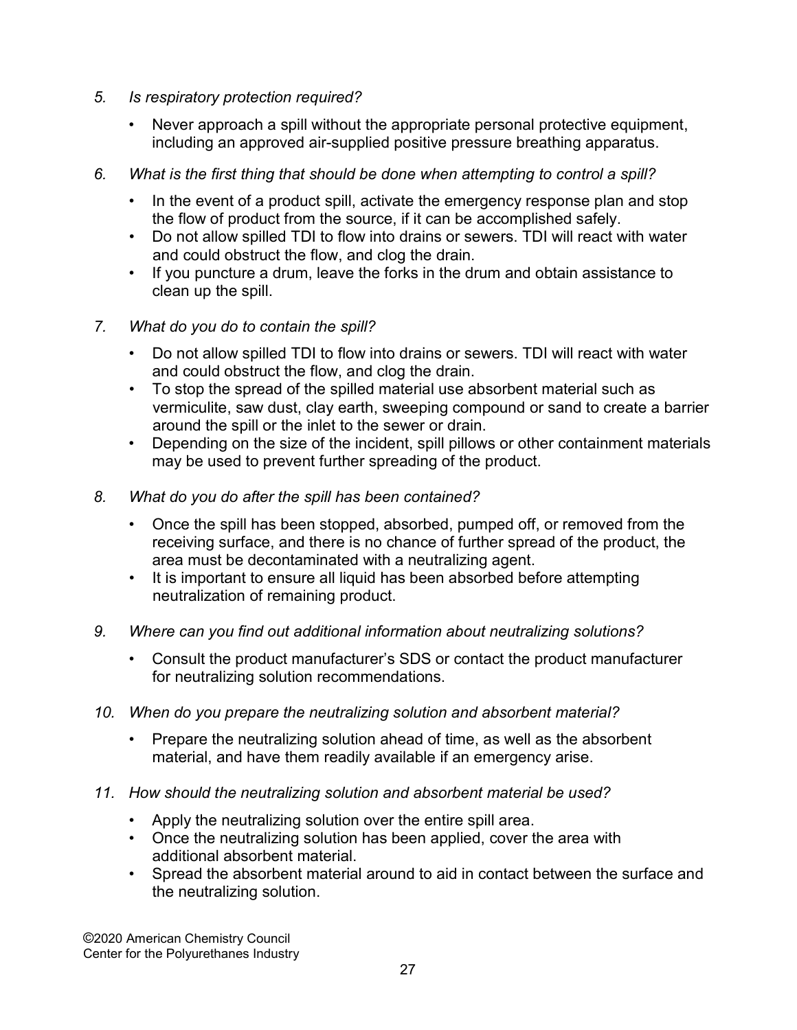5. *Is respiratory protection required?*

   - Never approach a spill without the appropriate personal protective equipment, including an approved air-supplied positive pressure breathing apparatus.

6. *What is the first thing that should be done when attempting to control a spill?*

   - In the event of a product spill, activate the emergency response plan and stop the flow of product from the source, if it can be accomplished safely.
   - Do not allow spilled TDI to flow into drains or sewers. TDI will react with water and could obstruct the flow, and clog the drain.
   - If you puncture a drum, leave the forks in the drum and obtain assistance to clean up the spill.

7. *What do you do to contain the spill?*

   - Do not allow spilled TDI to flow into drains or sewers. TDI will react with water and could obstruct the flow, and clog the drain.
   - To stop the spread of the spilled material use absorbent material such as vermiculite, saw dust, clay earth, sweeping compound or sand to create a barrier around the spill or the inlet to the sewer or drain.
   - Depending on the size of the incident, spill pillows or other containment materials may be used to prevent further spreading of the product.

8. *What do you do after the spill has been contained?*

   - Once the spill has been stopped, absorbed, pumped off, or removed from the receiving surface, and there is no chance of further spread of the product, the area must be decontaminated with a neutralizing agent.
   - It is important to ensure all liquid has been absorbed before attempting neutralization of remaining product.

9. *Where can you find out additional information about neutralizing solutions?*

   - Consult the product manufacturer's SDS or contact the product manufacturer for neutralizing solution recommendations.

10. *When do you prepare the neutralizing solution and absorbent material?*

    - Prepare the neutralizing solution ahead of time, as well as the absorbent material, and have them readily available if an emergency arise.

11. *How should the neutralizing solution and absorbent material be used?*

    - Apply the neutralizing solution over the entire spill area.
    - Once the neutralizing solution has been applied, cover the area with additional absorbent material.
    - Spread the absorbent material around to aid in contact between the surface and the neutralizing solution.

©2020 American Chemistry Council
Center for the Polyurethanes Industry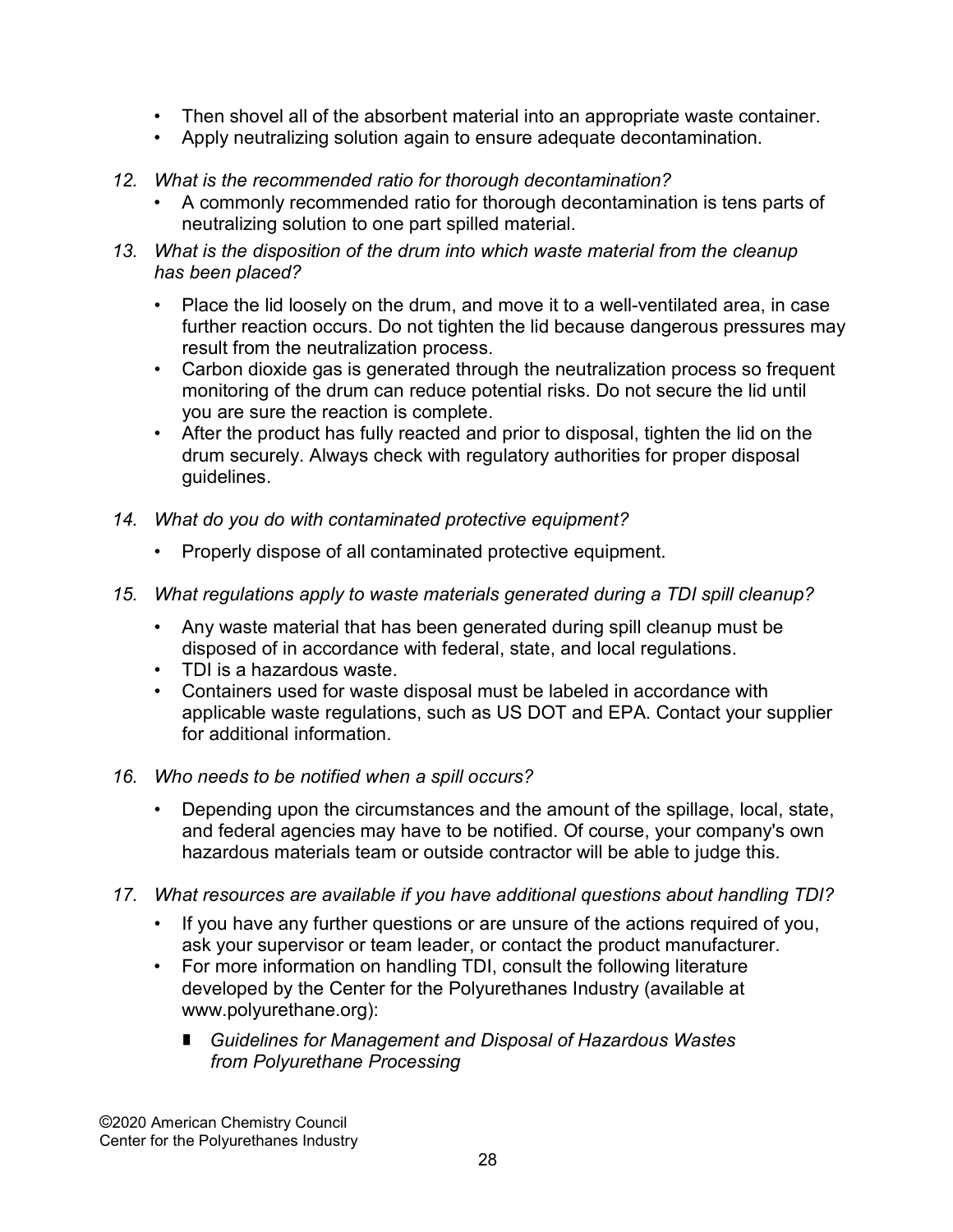- Then shovel all of the absorbent material into an appropriate waste container.
- Apply neutralizing solution again to ensure adequate decontamination.

12. *What is the recommended ratio for thorough decontamination?*
    - A commonly recommended ratio for thorough decontamination is tens parts of neutralizing solution to one part spilled material.

13. *What is the disposition of the drum into which waste material from the cleanup has been placed?*
    - Place the lid loosely on the drum, and move it to a well-ventilated area, in case further reaction occurs. Do not tighten the lid because dangerous pressures may result from the neutralization process.
    - Carbon dioxide gas is generated through the neutralization process so frequent monitoring of the drum can reduce potential risks. Do not secure the lid until you are sure the reaction is complete.
    - After the product has fully reacted and prior to disposal, tighten the lid on the drum securely. Always check with regulatory authorities for proper disposal guidelines.

14. *What do you do with contaminated protective equipment?*
    - Properly dispose of all contaminated protective equipment.

15. *What regulations apply to waste materials generated during a TDI spill cleanup?*
    - Any waste material that has been generated during spill cleanup must be disposed of in accordance with federal, state, and local regulations.
    - TDI is a hazardous waste.
    - Containers used for waste disposal must be labeled in accordance with applicable waste regulations, such as US DOT and EPA. Contact your supplier for additional information.

16. *Who needs to be notified when a spill occurs?*
    - Depending upon the circumstances and the amount of the spillage, local, state, and federal agencies may have to be notified. Of course, your company's own hazardous materials team or outside contractor will be able to judge this.

17. *What resources are available if you have additional questions about handling TDI?*
    - If you have any further questions or are unsure of the actions required of you, ask your supervisor or team leader, or contact the product manufacturer.
    - For more information on handling TDI, consult the following literature developed by the Center for the Polyurethanes Industry (available at www.polyurethane.org):
        - *Guidelines for Management and Disposal of Hazardous Wastes from Polyurethane Processing*

©2020 American Chemistry Council
Center for the Polyurethanes Industry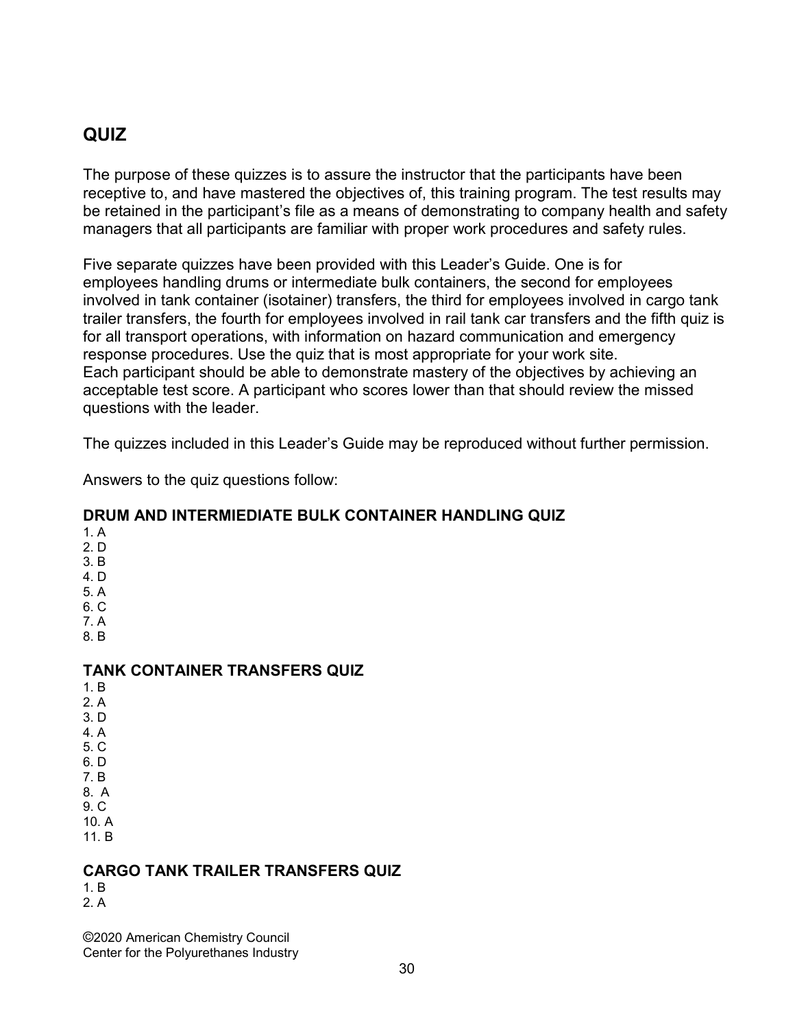## QUIZ

The purpose of these quizzes is to assure the instructor that the participants have been receptive to, and have mastered the objectives of, this training program. The test results may be retained in the participant's file as a means of demonstrating to company health and safety managers that all participants are familiar with proper work procedures and safety rules.

Five separate quizzes have been provided with this Leader's Guide. One is for employees handling drums or intermediate bulk containers, the second for employees involved in tank container (isotainer) transfers, the third for employees involved in cargo tank trailer transfers, the fourth for employees involved in rail tank car transfers and the fifth quiz is for all transport operations, with information on hazard communication and emergency response procedures. Use the quiz that is most appropriate for your work site.
Each participant should be able to demonstrate mastery of the objectives by achieving an acceptable test score. A participant who scores lower than that should review the missed questions with the leader.

The quizzes included in this Leader's Guide may be reproduced without further permission.

Answers to the quiz questions follow:

### DRUM AND INTERMIEDIATE BULK CONTAINER HANDLING QUIZ

1. A
2. D
3. B
4. D
5. A
6. C
7. A
8. B

### TANK CONTAINER TRANSFERS QUIZ

1. B
2. A
3. D
4. A
5. C
6. D
7. B
8. A
9. C
10. A
11. B

### CARGO TANK TRAILER TRANSFERS QUIZ

1. B
2. A

©2020 American Chemistry Council
Center for the Polyurethanes Industry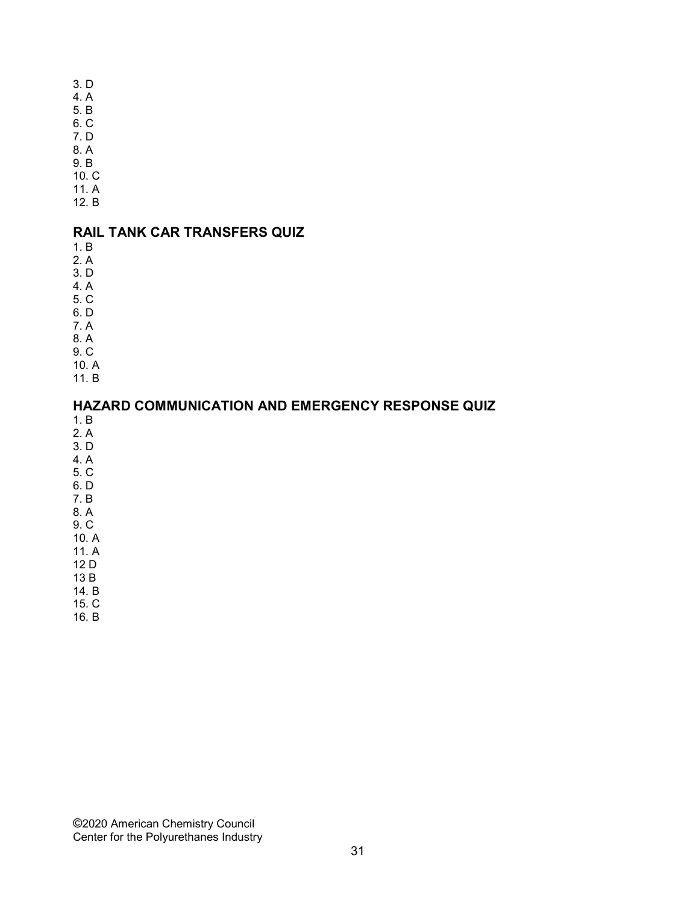3. D
4. A
5. B
6. C
7. D
8. A
9. B
10. C
11. A
12. B

## RAIL TANK CAR TRANSFERS QUIZ

1. B
2. A
3. D
4. A
5. C
6. D
7. A
8. A
9. C
10. A
11. B

## HAZARD COMMUNICATION AND EMERGENCY RESPONSE QUIZ

1. B
2. A
3. D
4. A
5. C
6. D
7. B
8. A
9. C
10. A
11. A
12 D
13 B
14. B
15. C
16. B

©2020 American Chemistry Council
Center for the Polyurethanes Industry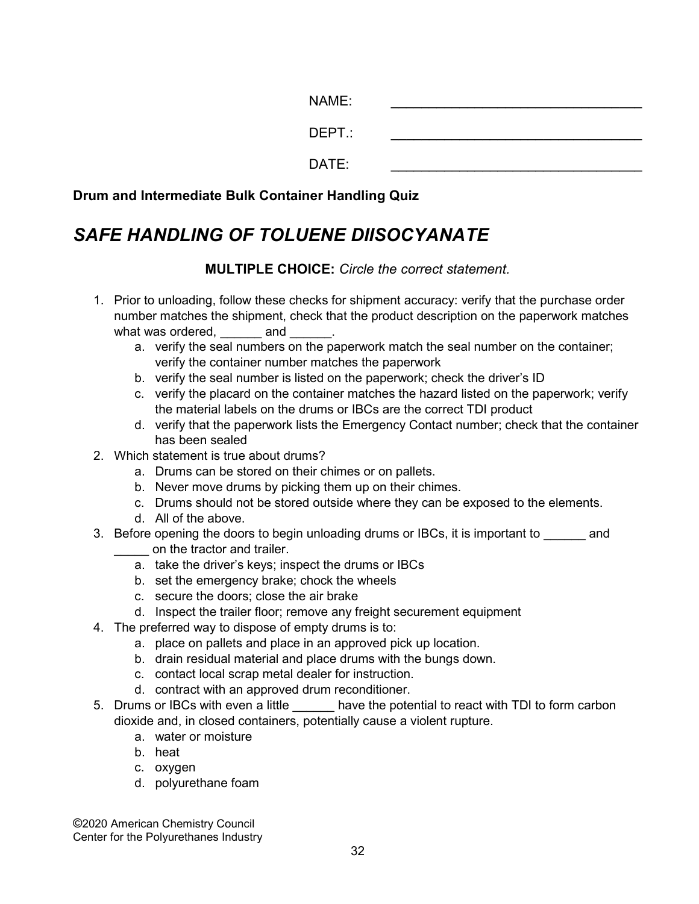NAME: ________________________________

DEPT.: ________________________________

DATE: ________________________________

**Drum and Intermediate Bulk Container Handling Quiz**

# *SAFE HANDLING OF TOLUENE DIISOCYANATE*

**MULTIPLE CHOICE:** *Circle the correct statement.*

1. Prior to unloading, follow these checks for shipment accuracy: verify that the purchase order number matches the shipment, check that the product description on the paperwork matches what was ordered, ______ and ______.
   a. verify the seal numbers on the paperwork match the seal number on the container; verify the container number matches the paperwork
   b. verify the seal number is listed on the paperwork; check the driver's ID
   c. verify the placard on the container matches the hazard listed on the paperwork; verify the material labels on the drums or IBCs are the correct TDI product
   d. verify that the paperwork lists the Emergency Contact number; check that the container has been sealed
2. Which statement is true about drums?
   a. Drums can be stored on their chimes or on pallets.
   b. Never move drums by picking them up on their chimes.
   c. Drums should not be stored outside where they can be exposed to the elements.
   d. All of the above.
3. Before opening the doors to begin unloading drums or IBCs, it is important to ______ and _____ on the tractor and trailer.
   a. take the driver's keys; inspect the drums or IBCs
   b. set the emergency brake; chock the wheels
   c. secure the doors; close the air brake
   d. Inspect the trailer floor; remove any freight securement equipment
4. The preferred way to dispose of empty drums is to:
   a. place on pallets and place in an approved pick up location.
   b. drain residual material and place drums with the bungs down.
   c. contact local scrap metal dealer for instruction.
   d. contract with an approved drum reconditioner.
5. Drums or IBCs with even a little ______ have the potential to react with TDI to form carbon dioxide and, in closed containers, potentially cause a violent rupture.
   a. water or moisture
   b. heat
   c. oxygen
   d. polyurethane foam

©2020 American Chemistry Council
Center for the Polyurethanes Industry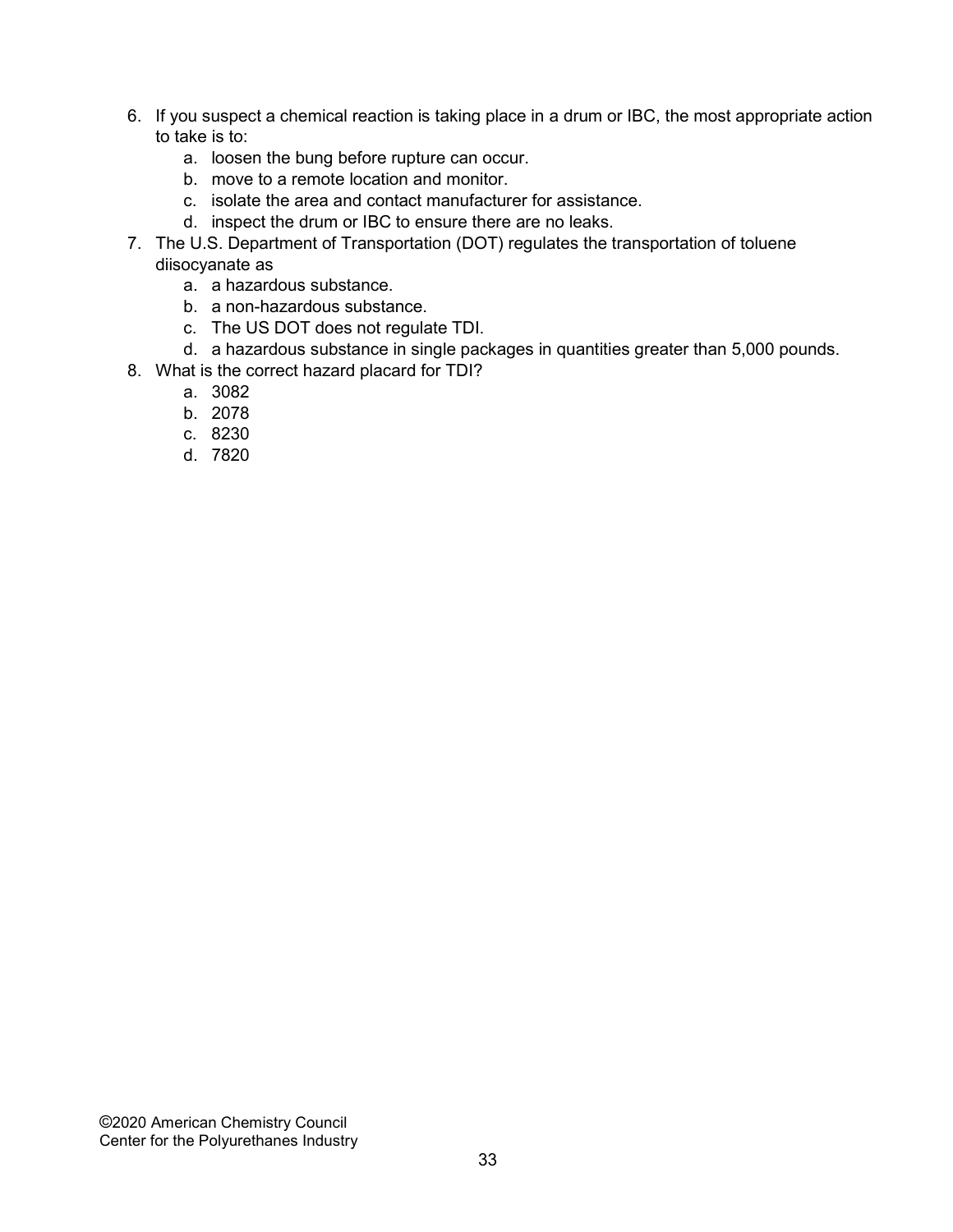6. If you suspect a chemical reaction is taking place in a drum or IBC, the most appropriate action to take is to:
   a. loosen the bung before rupture can occur.
   b. move to a remote location and monitor.
   c. isolate the area and contact manufacturer for assistance.
   d. inspect the drum or IBC to ensure there are no leaks.
7. The U.S. Department of Transportation (DOT) regulates the transportation of toluene diisocyanate as
   a. a hazardous substance.
   b. a non-hazardous substance.
   c. The US DOT does not regulate TDI.
   d. a hazardous substance in single packages in quantities greater than 5,000 pounds.
8. What is the correct hazard placard for TDI?
   a. 3082
   b. 2078
   c. 8230
   d. 7820

©2020 American Chemistry Council
Center for the Polyurethanes Industry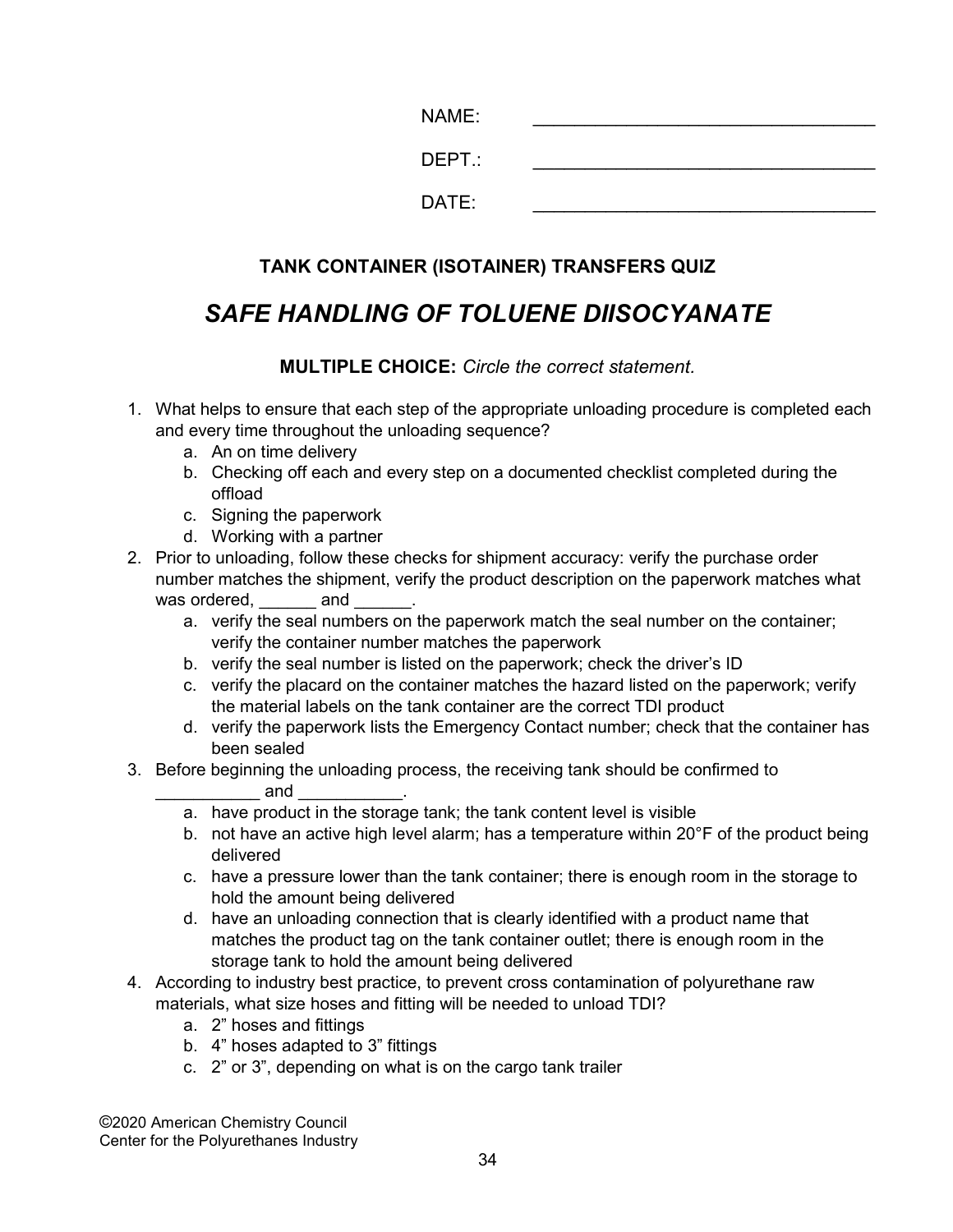NAME: ________________________________

DEPT.: ________________________________

DATE: ________________________________

**TANK CONTAINER (ISOTAINER) TRANSFERS QUIZ**

## *SAFE HANDLING OF TOLUENE DIISOCYANATE*

**MULTIPLE CHOICE:** *Circle the correct statement.*

1. What helps to ensure that each step of the appropriate unloading procedure is completed each and every time throughout the unloading sequence?
   a. An on time delivery
   b. Checking off each and every step on a documented checklist completed during the offload
   c. Signing the paperwork
   d. Working with a partner
2. Prior to unloading, follow these checks for shipment accuracy: verify the purchase order number matches the shipment, verify the product description on the paperwork matches what was ordered, ______ and ______.
   a. verify the seal numbers on the paperwork match the seal number on the container; verify the container number matches the paperwork
   b. verify the seal number is listed on the paperwork; check the driver's ID
   c. verify the placard on the container matches the hazard listed on the paperwork; verify the material labels on the tank container are the correct TDI product
   d. verify the paperwork lists the Emergency Contact number; check that the container has been sealed
3. Before beginning the unloading process, the receiving tank should be confirmed to ___________ and ___________.
   a. have product in the storage tank; the tank content level is visible
   b. not have an active high level alarm; has a temperature within 20°F of the product being delivered
   c. have a pressure lower than the tank container; there is enough room in the storage to hold the amount being delivered
   d. have an unloading connection that is clearly identified with a product name that matches the product tag on the tank container outlet; there is enough room in the storage tank to hold the amount being delivered
4. According to industry best practice, to prevent cross contamination of polyurethane raw materials, what size hoses and fitting will be needed to unload TDI?
   a. 2" hoses and fittings
   b. 4" hoses adapted to 3" fittings
   c. 2" or 3", depending on what is on the cargo tank trailer

©2020 American Chemistry Council
Center for the Polyurethanes Industry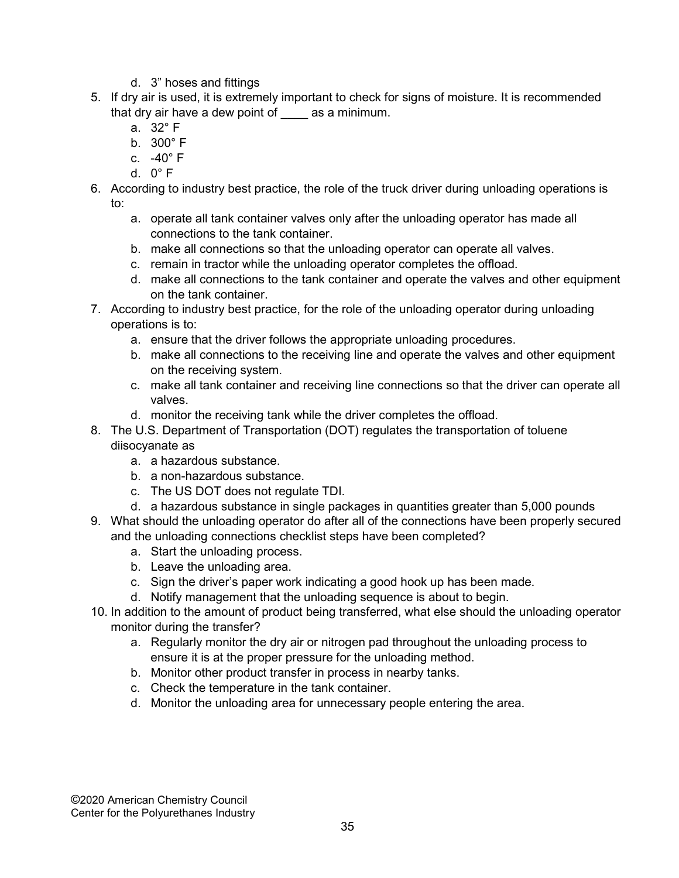d. 3" hoses and fittings

5. If dry air is used, it is extremely important to check for signs of moisture. It is recommended that dry air have a dew point of ____ as a minimum.
   a. 32° F
   b. 300° F
   c. -40° F
   d. 0° F
6. According to industry best practice, the role of the truck driver during unloading operations is to:
   a. operate all tank container valves only after the unloading operator has made all connections to the tank container.
   b. make all connections so that the unloading operator can operate all valves.
   c. remain in tractor while the unloading operator completes the offload.
   d. make all connections to the tank container and operate the valves and other equipment on the tank container.
7. According to industry best practice, for the role of the unloading operator during unloading operations is to:
   a. ensure that the driver follows the appropriate unloading procedures.
   b. make all connections to the receiving line and operate the valves and other equipment on the receiving system.
   c. make all tank container and receiving line connections so that the driver can operate all valves.
   d. monitor the receiving tank while the driver completes the offload.
8. The U.S. Department of Transportation (DOT) regulates the transportation of toluene diisocyanate as
   a. a hazardous substance.
   b. a non-hazardous substance.
   c. The US DOT does not regulate TDI.
   d. a hazardous substance in single packages in quantities greater than 5,000 pounds
9. What should the unloading operator do after all of the connections have been properly secured and the unloading connections checklist steps have been completed?
   a. Start the unloading process.
   b. Leave the unloading area.
   c. Sign the driver's paper work indicating a good hook up has been made.
   d. Notify management that the unloading sequence is about to begin.
10. In addition to the amount of product being transferred, what else should the unloading operator monitor during the transfer?
    a. Regularly monitor the dry air or nitrogen pad throughout the unloading process to ensure it is at the proper pressure for the unloading method.
    b. Monitor other product transfer in process in nearby tanks.
    c. Check the temperature in the tank container.
    d. Monitor the unloading area for unnecessary people entering the area.

©2020 American Chemistry Council
Center for the Polyurethanes Industry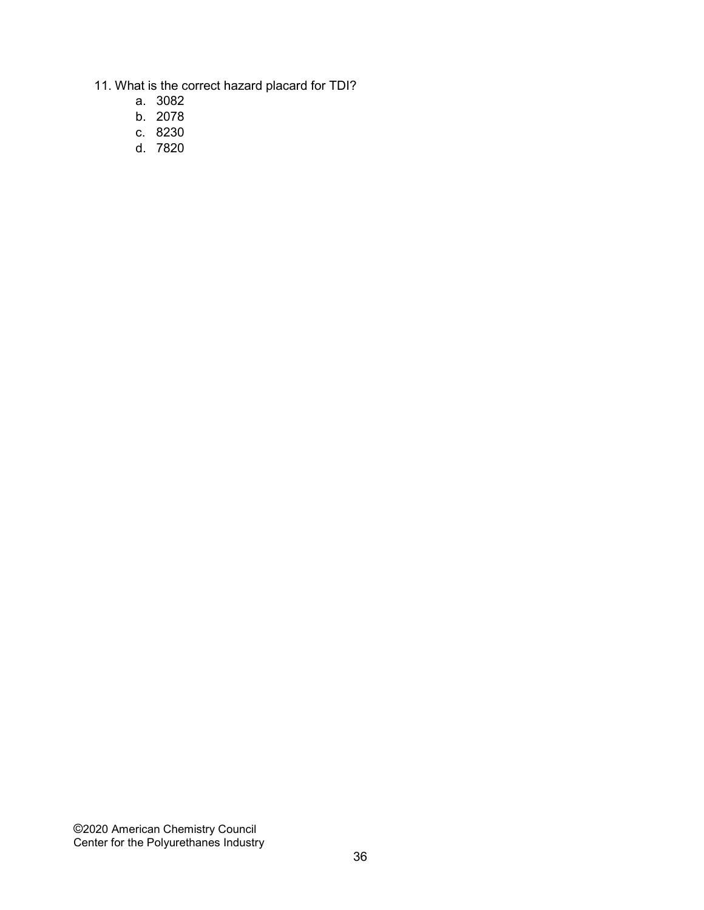11. What is the correct hazard placard for TDI?
    a. 3082
    b. 2078
    c. 8230
    d. 7820

©2020 American Chemistry Council
Center for the Polyurethanes Industry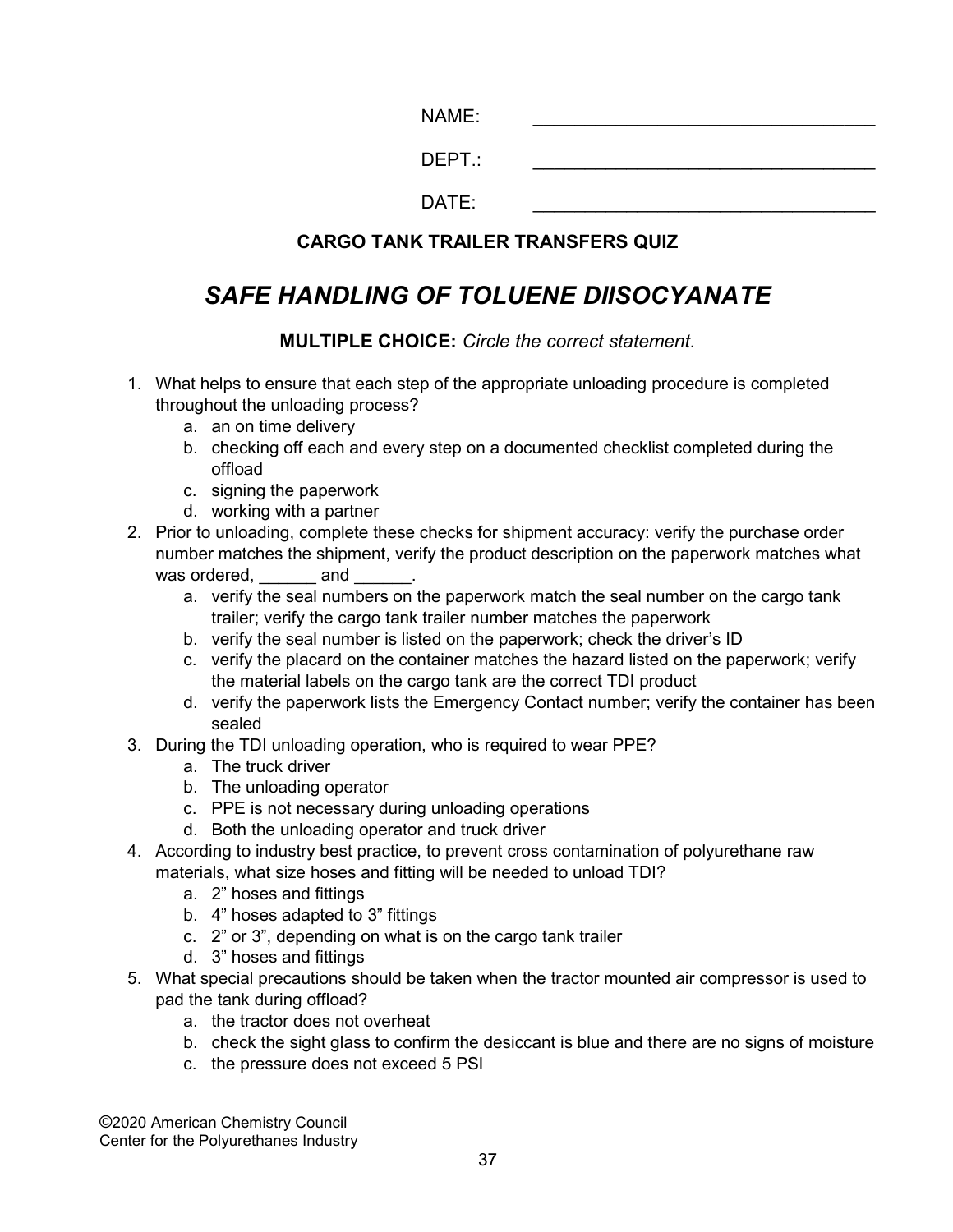NAME: ________________________________

DEPT.: ________________________________

DATE: ________________________________

**CARGO TANK TRAILER TRANSFERS QUIZ**

## *SAFE HANDLING OF TOLUENE DIISOCYANATE*

**MULTIPLE CHOICE:** *Circle the correct statement.*

1. What helps to ensure that each step of the appropriate unloading procedure is completed throughout the unloading process?
   a. an on time delivery
   b. checking off each and every step on a documented checklist completed during the offload
   c. signing the paperwork
   d. working with a partner
2. Prior to unloading, complete these checks for shipment accuracy: verify the purchase order number matches the shipment, verify the product description on the paperwork matches what was ordered, ______ and ______.
   a. verify the seal numbers on the paperwork match the seal number on the cargo tank trailer; verify the cargo tank trailer number matches the paperwork
   b. verify the seal number is listed on the paperwork; check the driver's ID
   c. verify the placard on the container matches the hazard listed on the paperwork; verify the material labels on the cargo tank are the correct TDI product
   d. verify the paperwork lists the Emergency Contact number; verify the container has been sealed
3. During the TDI unloading operation, who is required to wear PPE?
   a. The truck driver
   b. The unloading operator
   c. PPE is not necessary during unloading operations
   d. Both the unloading operator and truck driver
4. According to industry best practice, to prevent cross contamination of polyurethane raw materials, what size hoses and fitting will be needed to unload TDI?
   a. 2" hoses and fittings
   b. 4" hoses adapted to 3" fittings
   c. 2" or 3", depending on what is on the cargo tank trailer
   d. 3" hoses and fittings
5. What special precautions should be taken when the tractor mounted air compressor is used to pad the tank during offload?
   a. the tractor does not overheat
   b. check the sight glass to confirm the desiccant is blue and there are no signs of moisture
   c. the pressure does not exceed 5 PSI

©2020 American Chemistry Council
Center for the Polyurethanes Industry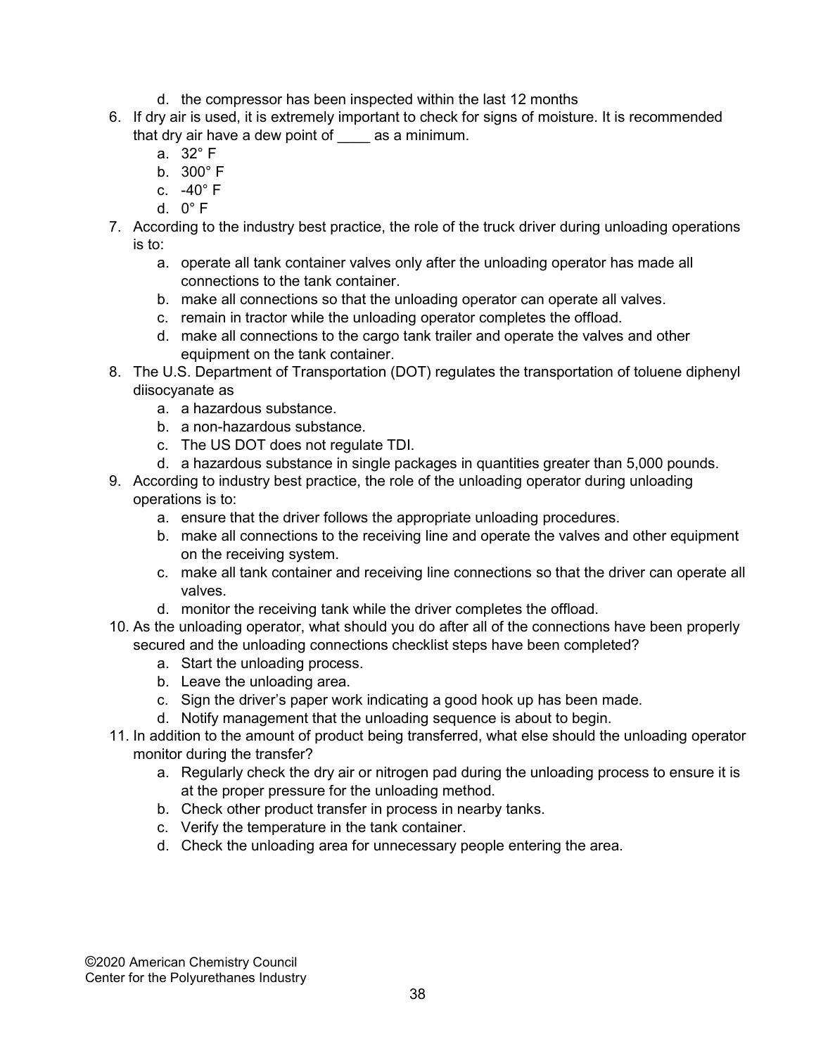d. the compressor has been inspected within the last 12 months

6. If dry air is used, it is extremely important to check for signs of moisture. It is recommended that dry air have a dew point of ____ as a minimum.
   a. 32° F
   b. 300° F
   c. -40° F
   d. 0° F
7. According to the industry best practice, the role of the truck driver during unloading operations is to:
   a. operate all tank container valves only after the unloading operator has made all connections to the tank container.
   b. make all connections so that the unloading operator can operate all valves.
   c. remain in tractor while the unloading operator completes the offload.
   d. make all connections to the cargo tank trailer and operate the valves and other equipment on the tank container.
8. The U.S. Department of Transportation (DOT) regulates the transportation of toluene diphenyl diisocyanate as
   a. a hazardous substance.
   b. a non-hazardous substance.
   c. The US DOT does not regulate TDI.
   d. a hazardous substance in single packages in quantities greater than 5,000 pounds.
9. According to industry best practice, the role of the unloading operator during unloading operations is to:
   a. ensure that the driver follows the appropriate unloading procedures.
   b. make all connections to the receiving line and operate the valves and other equipment on the receiving system.
   c. make all tank container and receiving line connections so that the driver can operate all valves.
   d. monitor the receiving tank while the driver completes the offload.
10. As the unloading operator, what should you do after all of the connections have been properly secured and the unloading connections checklist steps have been completed?
    a. Start the unloading process.
    b. Leave the unloading area.
    c. Sign the driver's paper work indicating a good hook up has been made.
    d. Notify management that the unloading sequence is about to begin.
11. In addition to the amount of product being transferred, what else should the unloading operator monitor during the transfer?
    a. Regularly check the dry air or nitrogen pad during the unloading process to ensure it is at the proper pressure for the unloading method.
    b. Check other product transfer in process in nearby tanks.
    c. Verify the temperature in the tank container.
    d. Check the unloading area for unnecessary people entering the area.

©2020 American Chemistry Council
Center for the Polyurethanes Industry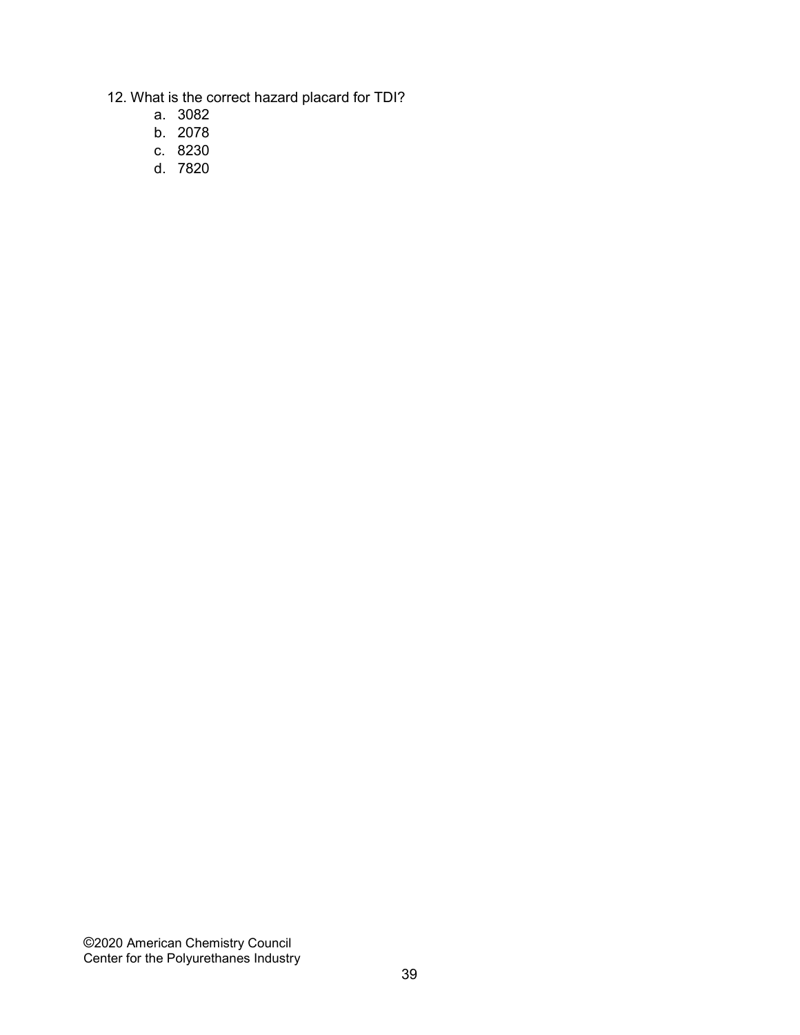12. What is the correct hazard placard for TDI?
    a. 3082
    b. 2078
    c. 8230
    d. 7820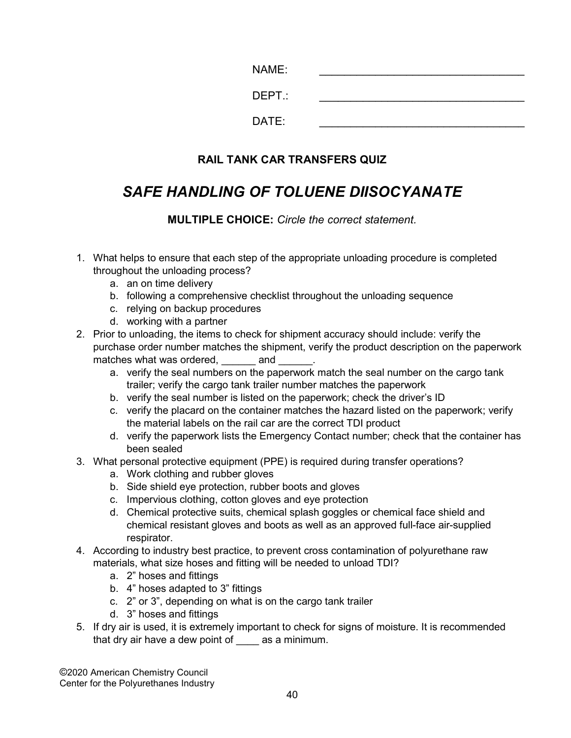NAME: \_\_\_\_\_\_\_\_\_\_\_\_\_\_\_\_\_\_\_\_\_\_\_\_\_\_\_\_\_\_\_\_

DEPT.: \_\_\_\_\_\_\_\_\_\_\_\_\_\_\_\_\_\_\_\_\_\_\_\_\_\_\_\_\_\_\_\_

DATE: \_\_\_\_\_\_\_\_\_\_\_\_\_\_\_\_\_\_\_\_\_\_\_\_\_\_\_\_\_\_\_\_

### RAIL TANK CAR TRANSFERS QUIZ

## *SAFE HANDLING OF TOLUENE DIISOCYANATE*

**MULTIPLE CHOICE:** *Circle the correct statement.*

1. What helps to ensure that each step of the appropriate unloading procedure is completed throughout the unloading process?
   a. an on time delivery
   b. following a comprehensive checklist throughout the unloading sequence
   c. relying on backup procedures
   d. working with a partner
2. Prior to unloading, the items to check for shipment accuracy should include: verify the purchase order number matches the shipment, verify the product description on the paperwork matches what was ordered, ______ and ______.
   a. verify the seal numbers on the paperwork match the seal number on the cargo tank trailer; verify the cargo tank trailer number matches the paperwork
   b. verify the seal number is listed on the paperwork; check the driver's ID
   c. verify the placard on the container matches the hazard listed on the paperwork; verify the material labels on the rail car are the correct TDI product
   d. verify the paperwork lists the Emergency Contact number; check that the container has been sealed
3. What personal protective equipment (PPE) is required during transfer operations?
   a. Work clothing and rubber gloves
   b. Side shield eye protection, rubber boots and gloves
   c. Impervious clothing, cotton gloves and eye protection
   d. Chemical protective suits, chemical splash goggles or chemical face shield and chemical resistant gloves and boots as well as an approved full-face air-supplied respirator.
4. According to industry best practice, to prevent cross contamination of polyurethane raw materials, what size hoses and fitting will be needed to unload TDI?
   a. 2" hoses and fittings
   b. 4" hoses adapted to 3" fittings
   c. 2" or 3", depending on what is on the cargo tank trailer
   d. 3" hoses and fittings
5. If dry air is used, it is extremely important to check for signs of moisture. It is recommended that dry air have a dew point of ____ as a minimum.

©2020 American Chemistry Council
Center for the Polyurethanes Industry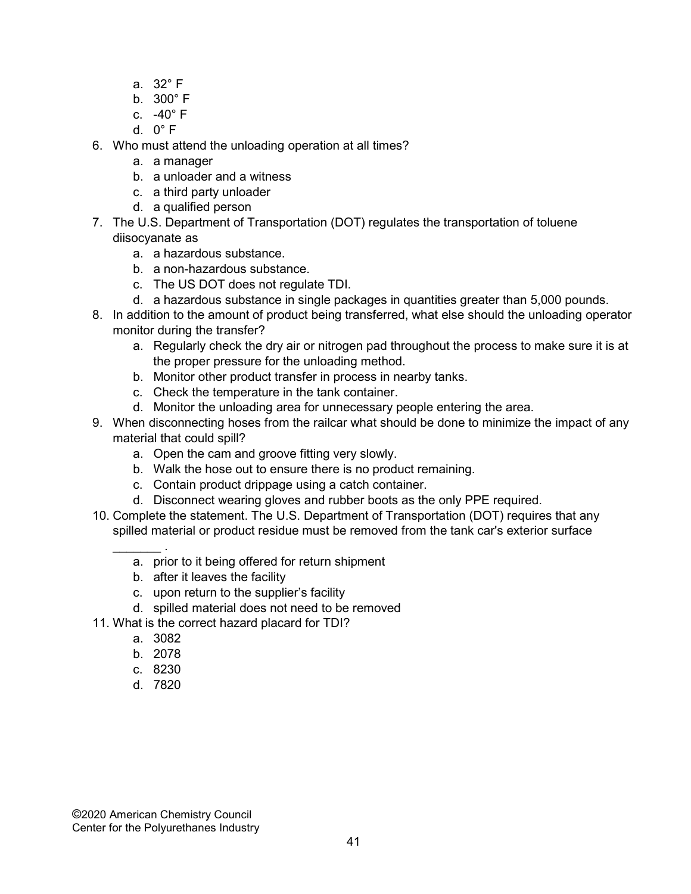a. 32° F
b. 300° F
c. -40° F
d. 0° F

6. Who must attend the unloading operation at all times?
   a. a manager
   b. a unloader and a witness
   c. a third party unloader
   d. a qualified person
7. The U.S. Department of Transportation (DOT) regulates the transportation of toluene diisocyanate as
   a. a hazardous substance.
   b. a non-hazardous substance.
   c. The US DOT does not regulate TDI.
   d. a hazardous substance in single packages in quantities greater than 5,000 pounds.
8. In addition to the amount of product being transferred, what else should the unloading operator monitor during the transfer?
   a. Regularly check the dry air or nitrogen pad throughout the process to make sure it is at the proper pressure for the unloading method.
   b. Monitor other product transfer in process in nearby tanks.
   c. Check the temperature in the tank container.
   d. Monitor the unloading area for unnecessary people entering the area.
9. When disconnecting hoses from the railcar what should be done to minimize the impact of any material that could spill?
   a. Open the cam and groove fitting very slowly.
   b. Walk the hose out to ensure there is no product remaining.
   c. Contain product drippage using a catch container.
   d. Disconnect wearing gloves and rubber boots as the only PPE required.
10. Complete the statement. The U.S. Department of Transportation (DOT) requires that any spilled material or product residue must be removed from the tank car's exterior surface _______ .
    a. prior to it being offered for return shipment
    b. after it leaves the facility
    c. upon return to the supplier's facility
    d. spilled material does not need to be removed
11. What is the correct hazard placard for TDI?
    a. 3082
    b. 2078
    c. 8230
    d. 7820

©2020 American Chemistry Council
Center for the Polyurethanes Industry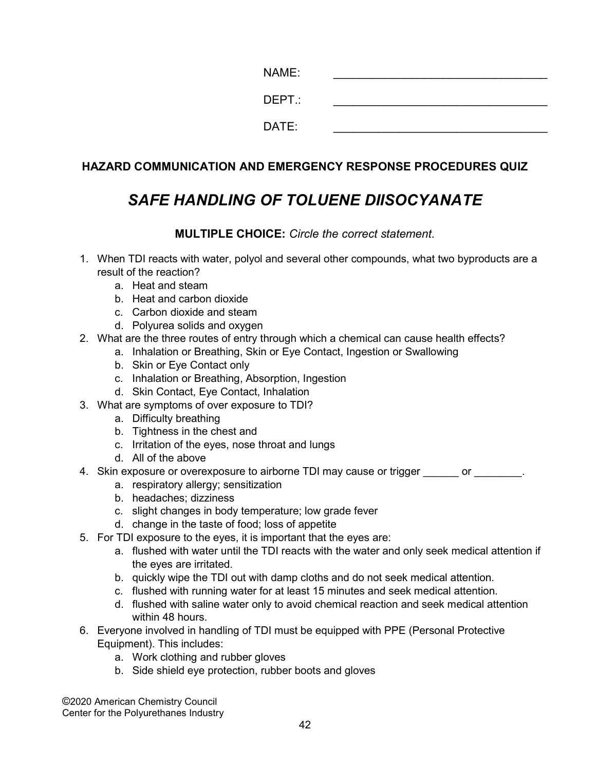NAME: \_\_\_\_\_\_\_\_\_\_\_\_\_\_\_\_\_\_\_\_\_\_\_\_\_\_\_\_\_\_\_\_

DEPT.: \_\_\_\_\_\_\_\_\_\_\_\_\_\_\_\_\_\_\_\_\_\_\_\_\_\_\_\_\_\_\_\_

DATE: \_\_\_\_\_\_\_\_\_\_\_\_\_\_\_\_\_\_\_\_\_\_\_\_\_\_\_\_\_\_\_\_

### HAZARD COMMUNICATION AND EMERGENCY RESPONSE PROCEDURES QUIZ

## *SAFE HANDLING OF TOLUENE DIISOCYANATE*

**MULTIPLE CHOICE:** *Circle the correct statement.*

1. When TDI reacts with water, polyol and several other compounds, what two byproducts are a result of the reaction?
   a. Heat and steam
   b. Heat and carbon dioxide
   c. Carbon dioxide and steam
   d. Polyurea solids and oxygen
2. What are the three routes of entry through which a chemical can cause health effects?
   a. Inhalation or Breathing, Skin or Eye Contact, Ingestion or Swallowing
   b. Skin or Eye Contact only
   c. Inhalation or Breathing, Absorption, Ingestion
   d. Skin Contact, Eye Contact, Inhalation
3. What are symptoms of over exposure to TDI?
   a. Difficulty breathing
   b. Tightness in the chest and
   c. Irritation of the eyes, nose throat and lungs
   d. All of the above
4. Skin exposure or overexposure to airborne TDI may cause or trigger ______ or ________.
   a. respiratory allergy; sensitization
   b. headaches; dizziness
   c. slight changes in body temperature; low grade fever
   d. change in the taste of food; loss of appetite
5. For TDI exposure to the eyes, it is important that the eyes are:
   a. flushed with water until the TDI reacts with the water and only seek medical attention if the eyes are irritated.
   b. quickly wipe the TDI out with damp cloths and do not seek medical attention.
   c. flushed with running water for at least 15 minutes and seek medical attention.
   d. flushed with saline water only to avoid chemical reaction and seek medical attention within 48 hours.
6. Everyone involved in handling of TDI must be equipped with PPE (Personal Protective Equipment). This includes:
   a. Work clothing and rubber gloves
   b. Side shield eye protection, rubber boots and gloves

©2020 American Chemistry Council
Center for the Polyurethanes Industry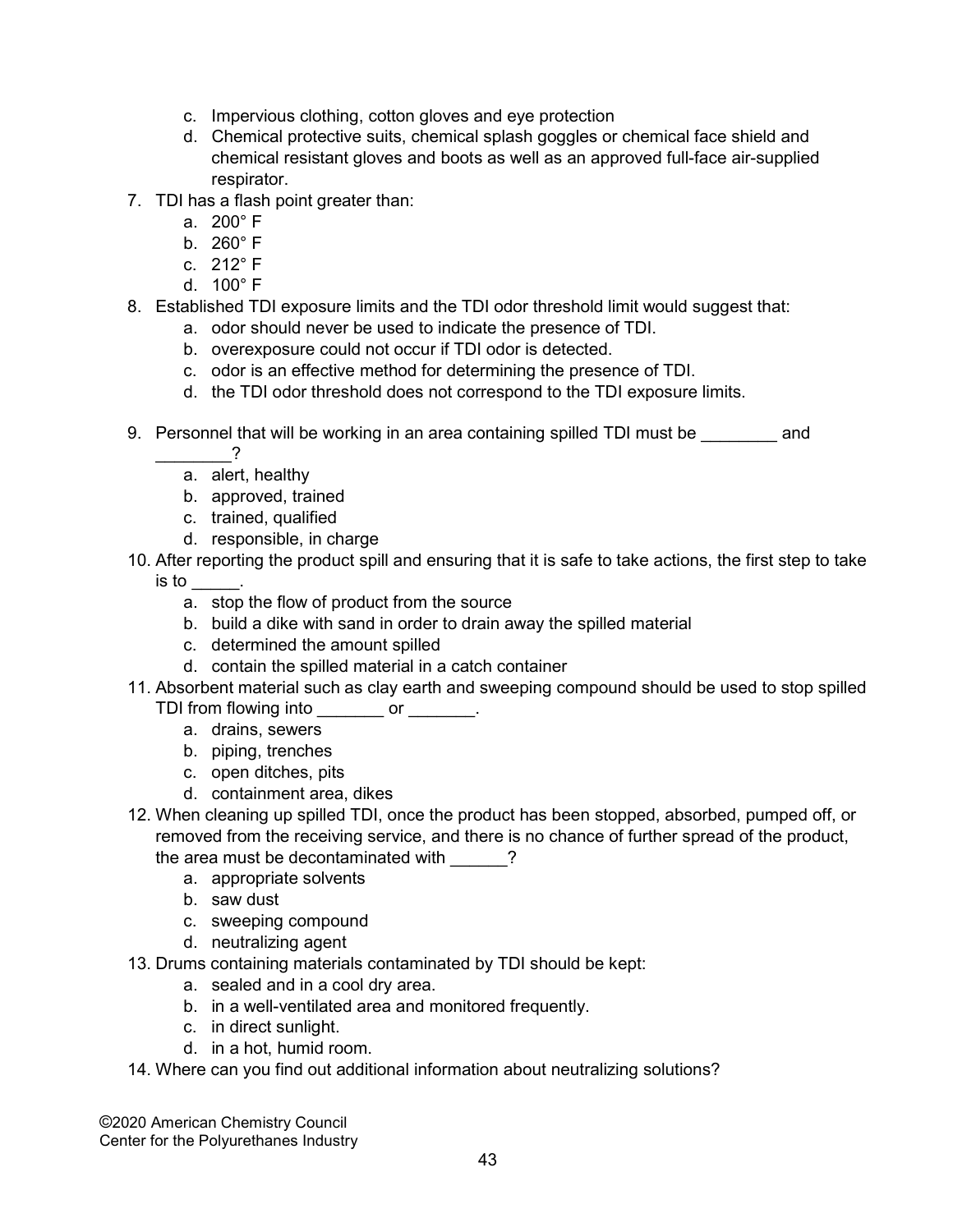c. Impervious clothing, cotton gloves and eye protection
   d. Chemical protective suits, chemical splash goggles or chemical face shield and chemical resistant gloves and boots as well as an approved full-face air-supplied respirator.

7. TDI has a flash point greater than:
   a. 200° F
   b. 260° F
   c. 212° F
   d. 100° F
8. Established TDI exposure limits and the TDI odor threshold limit would suggest that:
   a. odor should never be used to indicate the presence of TDI.
   b. overexposure could not occur if TDI odor is detected.
   c. odor is an effective method for determining the presence of TDI.
   d. the TDI odor threshold does not correspond to the TDI exposure limits.
9. Personnel that will be working in an area containing spilled TDI must be ________ and ________?
   a. alert, healthy
   b. approved, trained
   c. trained, qualified
   d. responsible, in charge
10. After reporting the product spill and ensuring that it is safe to take actions, the first step to take is to _____.
    a. stop the flow of product from the source
    b. build a dike with sand in order to drain away the spilled material
    c. determined the amount spilled
    d. contain the spilled material in a catch container
11. Absorbent material such as clay earth and sweeping compound should be used to stop spilled TDI from flowing into _______ or _______.
    a. drains, sewers
    b. piping, trenches
    c. open ditches, pits
    d. containment area, dikes
12. When cleaning up spilled TDI, once the product has been stopped, absorbed, pumped off, or removed from the receiving service, and there is no chance of further spread of the product, the area must be decontaminated with ______?
    a. appropriate solvents
    b. saw dust
    c. sweeping compound
    d. neutralizing agent
13. Drums containing materials contaminated by TDI should be kept:
    a. sealed and in a cool dry area.
    b. in a well-ventilated area and monitored frequently.
    c. in direct sunlight.
    d. in a hot, humid room.
14. Where can you find out additional information about neutralizing solutions?

©2020 American Chemistry Council
Center for the Polyurethanes Industry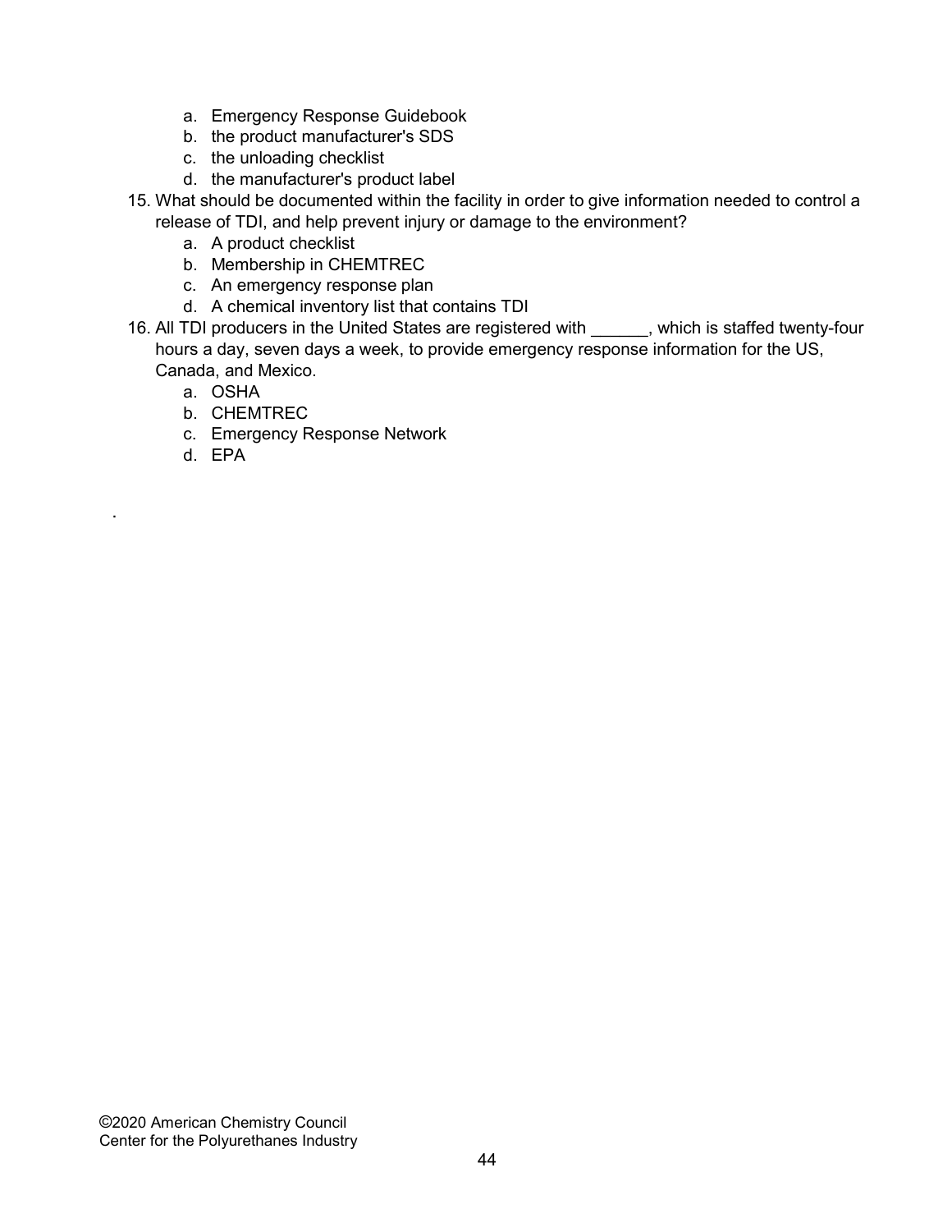a. Emergency Response Guidebook
   b. the product manufacturer's SDS
   c. the unloading checklist
   d. the manufacturer's product label

15. What should be documented within the facility in order to give information needed to control a release of TDI, and help prevent injury or damage to the environment?
   a. A product checklist
   b. Membership in CHEMTREC
   c. An emergency response plan
   d. A chemical inventory list that contains TDI

16. All TDI producers in the United States are registered with ______, which is staffed twenty-four hours a day, seven days a week, to provide emergency response information for the US, Canada, and Mexico.
   a. OSHA
   b. CHEMTREC
   c. Emergency Response Network
   d. EPA

.

©2020 American Chemistry Council
Center for the Polyurethanes Industry